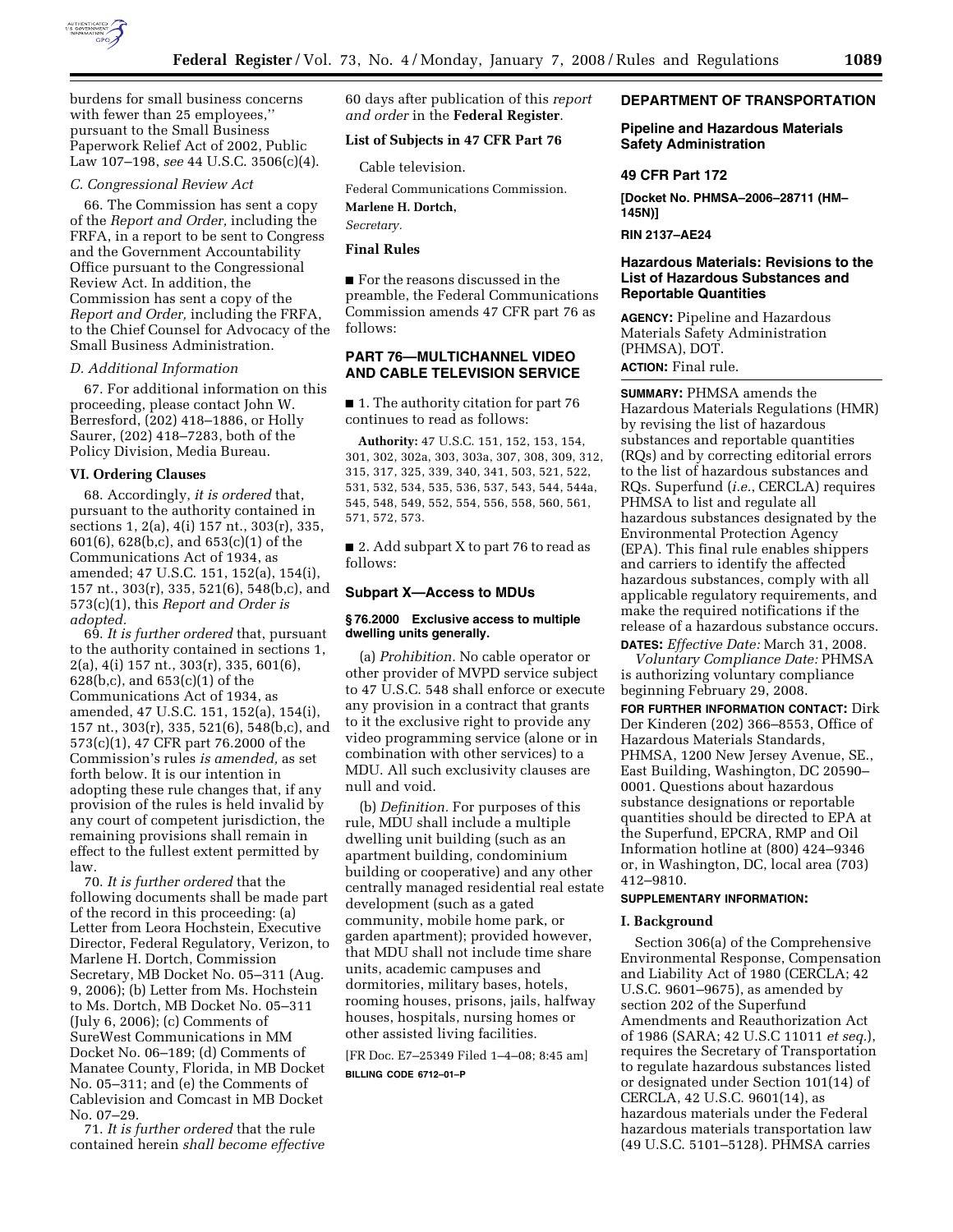burdens for small business concerns with fewer than 25 employees,'' pursuant to the Small Business Paperwork Relief Act of 2002, Public Law 107–198, *see* 44 U.S.C. 3506(c)(4).

### *C. Congressional Review Act*

66. The Commission has sent a copy of the *Report and Order,* including the FRFA, in a report to be sent to Congress and the Government Accountability Office pursuant to the Congressional Review Act. In addition, the Commission has sent a copy of the *Report and Order,* including the FRFA, to the Chief Counsel for Advocacy of the Small Business Administration.

### *D. Additional Information*

67. For additional information on this proceeding, please contact John W. Berresford, (202) 418–1886, or Holly Saurer, (202) 418–7283, both of the Policy Division, Media Bureau.

## VI. Ordering Clauses

68. Accordingly, *it is ordered* that, pursuant to the authority contained in sections 1, 2(a), 4(i) 157 nt., 303(r), 335, 601(6), 628(b,c), and 653(c)(1) of the Communications Act of 1934, as amended; 47 U.S.C. 151, 152(a), 154(i), 157 nt., 303(r), 335, 521(6), 548(b,c), and 573(c)(1), this *Report and Order is adopted.*

69. *It is further ordered* that, pursuant to the authority contained in sections 1, 2(a), 4(i) 157 nt., 303(r), 335, 601(6), 628(b,c), and 653(c)(1) of the Communications Act of 1934, as amended, 47 U.S.C. 151, 152(a), 154(i), 157 nt., 303(r), 335, 521(6), 548(b,c), and 573(c)(1), 47 CFR part 76.2000 of the Commission's rules *is amended,* as set forth below. It is our intention in adopting these rule changes that, if any provision of the rules is held invalid by any court of competent jurisdiction, the remaining provisions shall remain in effect to the fullest extent permitted by law.

70. *It is further ordered* that the following documents shall be made part of the record in this proceeding: (a) Letter from Leora Hochstein, Executive Director, Federal Regulatory, Verizon, to Marlene H. Dortch, Commission Secretary, MB Docket No. 05–311 (Aug. 9, 2006); (b) Letter from Ms. Hochstein to Ms. Dortch, MB Docket No. 05–311 (July 6, 2006); (c) Comments of SureWest Communications in MM Docket No. 06–189; (d) Comments of Manatee County, Florida, in MB Docket No. 05–311; and (e) the Comments of Cablevision and Comcast in MB Docket No. 07–29.

71. *It is further ordered* that the rule contained herein *shall become effective* 60 days after publication of this *report and order* in the **Federal Register**.

**List of Subjects in 47 CFR Part 76**

Cable television.

Federal Communications Commission.

**Marlene H. Dortch,**

*Secretary.*

## Final Rules

■ For the reasons discussed in the preamble, the Federal Communications Commission amends 47 CFR part 76 as follows:

## PART 76—MULTICHANNEL VIDEO AND CABLE TELEVISION SERVICE

■ 1. The authority citation for part 76 continues to read as follows:

**Authority:** 47 U.S.C. 151, 152, 153, 154, 301, 302, 302a, 303, 303a, 307, 308, 309, 312, 315, 317, 325, 339, 340, 341, 503, 521, 522, 531, 532, 534, 535, 536, 537, 543, 544, 544a, 545, 548, 549, 552, 554, 556, 558, 560, 561, 571, 572, 573.

■ 2. Add subpart X to part 76 to read as follows:

### Subpart X—Access to MDUs

**§ 76.2000 Exclusive access to multiple dwelling units generally.**

(a) *Prohibition.* No cable operator or other provider of MVPD service subject to 47 U.S.C. 548 shall enforce or execute any provision in a contract that grants to it the exclusive right to provide any video programming service (alone or in combination with other services) to a MDU. All such exclusivity clauses are null and void.

(b) *Definition.* For purposes of this rule, MDU shall include a multiple dwelling unit building (such as an apartment building, condominium building or cooperative) and any other centrally managed residential real estate development (such as a gated community, mobile home park, or garden apartment); provided however, that MDU shall not include time share units, academic campuses and dormitories, military bases, hotels, rooming houses, prisons, jails, halfway houses, hospitals, nursing homes or other assisted living facilities.

[FR Doc. E7–25349 Filed 1–4–08; 8:45 am]

**BILLING CODE 6712–01–P**

---

**DEPARTMENT OF TRANSPORTATION**

**Pipeline and Hazardous Materials Safety Administration**

**49 CFR Part 172**

**[Docket No. PHMSA–2006–28711 (HM–145N)]**

**RIN 2137–AE24**

## Hazardous Materials: Revisions to the List of Hazardous Substances and Reportable Quantities

**AGENCY:** Pipeline and Hazardous Materials Safety Administration (PHMSA), DOT.

**ACTION:** Final rule.

**SUMMARY:** PHMSA amends the Hazardous Materials Regulations (HMR) by revising the list of hazardous substances and reportable quantities (RQs) and by correcting editorial errors to the list of hazardous substances and RQs. Superfund (*i.e.*, CERCLA) requires PHMSA to list and regulate all hazardous substances designated by the Environmental Protection Agency (EPA). This final rule enables shippers and carriers to identify the affected hazardous substances, comply with all applicable regulatory requirements, and make the required notifications if the release of a hazardous substance occurs.

**DATES:** *Effective Date:* March 31, 2008.

*Voluntary Compliance Date:* PHMSA is authorizing voluntary compliance beginning February 29, 2008.

**FOR FURTHER INFORMATION CONTACT:** Dirk Der Kinderen (202) 366–8553, Office of Hazardous Materials Standards, PHMSA, 1200 New Jersey Avenue, SE., East Building, Washington, DC 20590–0001. Questions about hazardous substance designations or reportable quantities should be directed to EPA at the Superfund, EPCRA, RMP and Oil Information hotline at (800) 424–9346 or, in Washington, DC, local area (703) 412–9810.

**SUPPLEMENTARY INFORMATION:**

## I. Background

Section 306(a) of the Comprehensive Environmental Response, Compensation and Liability Act of 1980 (CERCLA; 42 U.S.C. 9601–9675), as amended by section 202 of the Superfund Amendments and Reauthorization Act of 1986 (SARA; 42 U.S.C 11011 *et seq.*), requires the Secretary of Transportation to regulate hazardous substances listed or designated under Section 101(14) of CERCLA, 42 U.S.C. 9601(14), as hazardous materials under the Federal hazardous materials transportation law (49 U.S.C. 5101–5128). PHMSA carries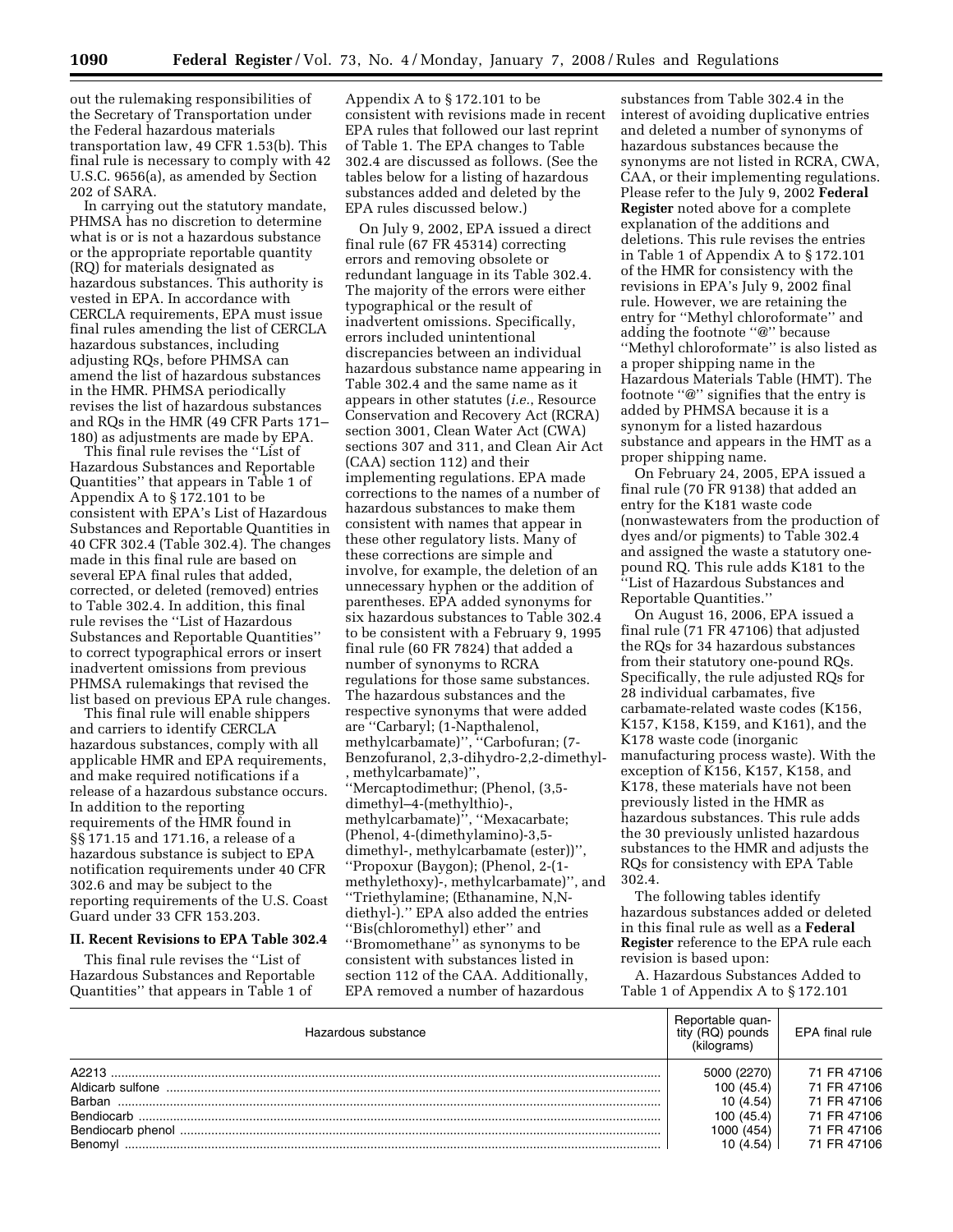out the rulemaking responsibilities of the Secretary of Transportation under the Federal hazardous materials transportation law, 49 CFR 1.53(b). This final rule is necessary to comply with 42 U.S.C. 9656(a), as amended by Section 202 of SARA.

In carrying out the statutory mandate, PHMSA has no discretion to determine what is or is not a hazardous substance or the appropriate reportable quantity (RQ) for materials designated as hazardous substances. This authority is vested in EPA. In accordance with CERCLA requirements, EPA must issue final rules amending the list of CERCLA hazardous substances, including adjusting RQs, before PHMSA can amend the list of hazardous substances in the HMR. PHMSA periodically revises the list of hazardous substances and RQs in the HMR (49 CFR Parts 171–180) as adjustments are made by EPA.

This final rule revises the ''List of Hazardous Substances and Reportable Quantities'' that appears in Table 1 of Appendix A to § 172.101 to be consistent with EPA's List of Hazardous Substances and Reportable Quantities in 40 CFR 302.4 (Table 302.4). The changes made in this final rule are based on several EPA final rules that added, corrected, or deleted (removed) entries to Table 302.4. In addition, this final rule revises the ''List of Hazardous Substances and Reportable Quantities'' to correct typographical errors or insert inadvertent omissions from previous PHMSA rulemakings that revised the list based on previous EPA rule changes.

This final rule will enable shippers and carriers to identify CERCLA hazardous substances, comply with all applicable HMR and EPA requirements, and make required notifications if a release of a hazardous substance occurs. In addition to the reporting requirements of the HMR found in §§ 171.15 and 171.16, a release of a hazardous substance is subject to EPA notification requirements under 40 CFR 302.6 and may be subject to the reporting requirements of the U.S. Coast Guard under 33 CFR 153.203.

## II. Recent Revisions to EPA Table 302.4

This final rule revises the ''List of Hazardous Substances and Reportable Quantities'' that appears in Table 1 of Appendix A to § 172.101 to be consistent with revisions made in recent EPA rules that followed our last reprint of Table 1. The EPA changes to Table 302.4 are discussed as follows. (See the tables below for a listing of hazardous substances added and deleted by the EPA rules discussed below.)

On July 9, 2002, EPA issued a direct final rule (67 FR 45314) correcting errors and removing obsolete or redundant language in its Table 302.4. The majority of the errors were either typographical or the result of inadvertent omissions. Specifically, errors included unintentional discrepancies between an individual hazardous substance name appearing in Table 302.4 and the same name as it appears in other statutes (*i.e.*, Resource Conservation and Recovery Act (RCRA) section 3001, Clean Water Act (CWA) sections 307 and 311, and Clean Air Act (CAA) section 112) and their implementing regulations. EPA made corrections to the names of a number of hazardous substances to make them consistent with names that appear in these other regulatory lists. Many of these corrections are simple and involve, for example, the deletion of an unnecessary hyphen or the addition of parentheses. EPA added synonyms for six hazardous substances to Table 302.4 to be consistent with a February 9, 1995 final rule (60 FR 7824) that added a number of synonyms to RCRA regulations for those same substances. The hazardous substances and the respective synonyms that were added are ''Carbaryl; (1-Napthalenol, methylcarbamate)'', ''Carbofuran; (7-Benzofuranol, 2,3-dihydro-2,2-dimethyl-, methylcarbamate)'', ''Mercaptodimethur; (Phenol, (3,5-dimethyl–4-(methylthio)-, methylcarbamate)'', ''Mexacarbate; (Phenol, 4-(dimethylamino)-3,5-dimethyl-, methylcarbamate (ester))'', ''Propoxur (Baygon); (Phenol, 2-(1-methylethoxy)-, methylcarbamate)'', and ''Triethylamine; (Ethanamine, N,N-diethyl-).'' EPA also added the entries ''Bis(chloromethyl) ether'' and ''Bromomethane'' as synonyms to be consistent with substances listed in section 112 of the CAA. Additionally, EPA removed a number of hazardous substances from Table 302.4 in the interest of avoiding duplicative entries and deleted a number of synonyms of hazardous substances because the synonyms are not listed in RCRA, CWA, CAA, or their implementing regulations. Please refer to the July 9, 2002 **Federal Register** noted above for a complete explanation of the additions and deletions. This rule revises the entries in Table 1 of Appendix A to § 172.101 of the HMR for consistency with the revisions in EPA's July 9, 2002 final rule. However, we are retaining the entry for ''Methyl chloroformate'' and adding the footnote ''@'' because ''Methyl chloroformate'' is also listed as a proper shipping name in the Hazardous Materials Table (HMT). The footnote ''@'' signifies that the entry is added by PHMSA because it is a synonym for a listed hazardous substance and appears in the HMT as a proper shipping name.

On February 24, 2005, EPA issued a final rule (70 FR 9138) that added an entry for the K181 waste code (nonwastewaters from the production of dyes and/or pigments) to Table 302.4 and assigned the waste a statutory one-pound RQ. This rule adds K181 to the ''List of Hazardous Substances and Reportable Quantities.''

On August 16, 2006, EPA issued a final rule (71 FR 47106) that adjusted the RQs for 34 hazardous substances from their statutory one-pound RQs. Specifically, the rule adjusted RQs for 28 individual carbamates, five carbamate-related waste codes (K156, K157, K158, K159, and K161), and the K178 waste code (inorganic manufacturing process waste). With the exception of K156, K157, K158, and K178, these materials have not been previously listed in the HMR as hazardous substances. This rule adds the 30 previously unlisted hazardous substances to the HMR and adjusts the RQs for consistency with EPA Table 302.4.

The following tables identify hazardous substances added or deleted in this final rule as well as a **Federal Register** reference to the EPA rule each revision is based upon:

A. Hazardous Substances Added to Table 1 of Appendix A to § 172.101

| Hazardous substance | Reportable quantity (RQ) pounds (kilograms) | EPA final rule |
|---|---|---|
| A2213 | 5000 (2270) | 71 FR 47106 |
| Aldicarb sulfone | 100 (45.4) | 71 FR 47106 |
| Barban | 10 (4.54) | 71 FR 47106 |
| Bendiocarb | 100 (45.4) | 71 FR 47106 |
| Bendiocarb phenol | 1000 (454) | 71 FR 47106 |
| Benomyl | 10 (4.54) | 71 FR 47106 |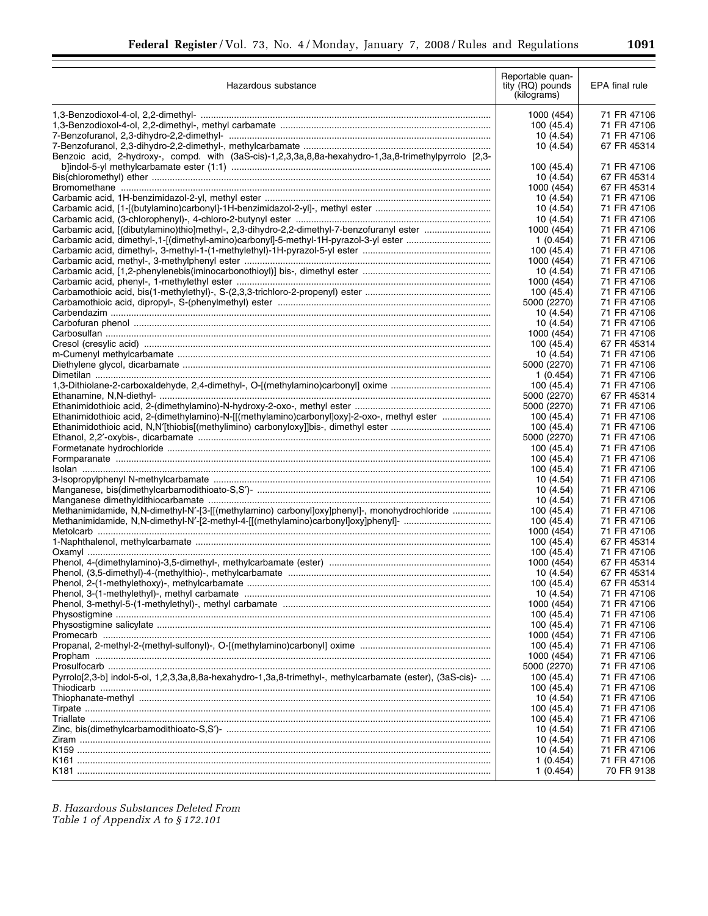| Hazardous substance | Reportable quantity (RQ) pounds (kilograms) | EPA final rule |
| --- | --- | --- |
| 1,3-Benzodioxol-4-ol, 2,2-dimethyl- | 1000 (454) | 71 FR 47106 |
| 1,3-Benzodioxol-4-ol, 2,2-dimethyl-, methyl carbamate | 100 (45.4) | 71 FR 47106 |
| 7-Benzofuranol, 2,3-dihydro-2,2-dimethyl- | 10 (4.54) | 71 FR 47106 |
| 7-Benzofuranol, 2,3-dihydro-2,2-dimethyl-, methylcarbamate | 10 (4.54) | 67 FR 45314 |
| Benzoic acid, 2-hydroxy-, compd. with (3aS-cis)-1,2,3,3a,8,8a-hexahydro-1,3a,8-trimethylpyrrolo [2,3-b]indol-5-yl methylcarbamate ester (1:1) | 100 (45.4) | 71 FR 47106 |
| Bis(chloromethyl) ether | 10 (4.54) | 67 FR 45314 |
| Bromomethane | 1000 (454) | 67 FR 45314 |
| Carbamic acid, 1H-benzimidazol-2-yl, methyl ester | 10 (4.54) | 71 FR 47106 |
| Carbamic acid, [1-[(butylamino)carbonyl]-1H-benzimidazol-2-yl]-, methyl ester | 10 (4.54) | 71 FR 47106 |
| Carbamic acid, (3-chlorophenyl)-, 4-chloro-2-butynyl ester | 10 (4.54) | 71 FR 47106 |
| Carbamic acid, [(dibutylamino)thio]methyl-, 2,3-dihydro-2,2-dimethyl-7-benzofuranyl ester | 1000 (454) | 71 FR 47106 |
| Carbamic acid, dimethyl-,1-[(dimethyl-amino)carbonyl]-5-methyl-1H-pyrazol-3-yl ester | 1 (0.454) | 71 FR 47106 |
| Carbamic acid, dimethyl-, 3-methyl-1-(1-methylethyl)-1H-pyrazol-5-yl ester | 100 (45.4) | 71 FR 47106 |
| Carbamic acid, methyl-, 3-methylphenyl ester | 1000 (454) | 71 FR 47106 |
| Carbamic acid, [1,2-phenylenebis(iminocarbonothioyl)] bis-, dimethyl ester | 10 (4.54) | 71 FR 47106 |
| Carbamic acid, phenyl-, 1-methylethyl ester | 1000 (454) | 71 FR 47106 |
| Carbamothioic acid, bis(1-methylethyl)-, S-(2,3,3-trichloro-2-propenyl) ester | 100 (45.4) | 71 FR 47106 |
| Carbamothioic acid, dipropyl-, S-(phenylmethyl) ester | 5000 (2270) | 71 FR 47106 |
| Carbendazim | 10 (4.54) | 71 FR 47106 |
| Carbofuran phenol | 10 (4.54) | 71 FR 47106 |
| Carbosulfan | 1000 (454) | 71 FR 47106 |
| Cresol (cresylic acid) | 100 (45.4) | 67 FR 45314 |
| m-Cumenyl methylcarbamate | 10 (4.54) | 71 FR 47106 |
| Diethylene glycol, dicarbamate | 5000 (2270) | 71 FR 47106 |
| Dimetilan | 1 (0.454) | 71 FR 47106 |
| 1,3-Dithiolane-2-carboxaldehyde, 2,4-dimethyl-, O-[(methylamino)carbonyl] oxime | 100 (45.4) | 71 FR 47106 |
| Ethanamine, N,N-diethyl- | 5000 (2270) | 67 FR 45314 |
| Ethanimidothioic acid, 2-(dimethylamino)-N-hydroxy-2-oxo-, methyl ester | 5000 (2270) | 71 FR 47106 |
| Ethanimidothioic acid, 2-(dimethylamino)-N-[[(methylamino)carbonyl]oxy]-2-oxo-, methyl ester | 100 (45.4) | 71 FR 47106 |
| Ethanimidothioic acid, N,N′[thiobis[(methylimino) carbonyloxy]]bis-, dimethyl ester | 100 (45.4) | 71 FR 47106 |
| Ethanol, 2,2′-oxybis-, dicarbamate | 5000 (2270) | 71 FR 47106 |
| Formetanate hydrochloride | 100 (45.4) | 71 FR 47106 |
| Formparanate | 100 (45.4) | 71 FR 47106 |
| Isolan | 100 (45.4) | 71 FR 47106 |
| 3-Isopropylphenyl N-methylcarbamate | 10 (4.54) | 71 FR 47106 |
| Manganese, bis(dimethylcarbamodithioato-S,S′)- | 10 (4.54) | 71 FR 47106 |
| Manganese dimethyldithiocarbamate | 10 (4.54) | 71 FR 47106 |
| Methanimidamide, N,N-dimethyl-N′-[3-[[(methylamino) carbonyl]oxy]phenyl]-, monohydrochloride | 100 (45.4) | 71 FR 47106 |
| Methanimidamide, N,N-dimethyl-N′-[2-methyl-4-[[(methylamino)carbonyl]oxy]phenyl]- | 100 (45.4) | 71 FR 47106 |
| Metolcarb | 1000 (454) | 71 FR 47106 |
| 1-Naphthalenol, methylcarbamate | 100 (45.4) | 67 FR 45314 |
| Oxamyl | 100 (45.4) | 71 FR 47106 |
| Phenol, 4-(dimethylamino)-3,5-dimethyl-, methylcarbamate (ester) | 1000 (454) | 67 FR 45314 |
| Phenol, (3,5-dimethyl)-4-(methylthio)-, methylcarbamate | 10 (4.54) | 67 FR 45314 |
| Phenol, 2-(1-methylethoxy)-, methylcarbamate | 100 (45.4) | 67 FR 45314 |
| Phenol, 3-(1-methylethyl)-, methyl carbamate | 10 (4.54) | 71 FR 47106 |
| Phenol, 3-methyl-5-(1-methylethyl)-, methyl carbamate | 1000 (454) | 71 FR 47106 |
| Physostigmine | 100 (45.4) | 71 FR 47106 |
| Physostigmine salicylate | 100 (45.4) | 71 FR 47106 |
| Promecarb | 1000 (454) | 71 FR 47106 |
| Propanal, 2-methyl-2-(methyl-sulfonyl)-, O-[(methylamino)carbonyl] oxime | 100 (45.4) | 71 FR 47106 |
| Propham | 1000 (454) | 71 FR 47106 |
| Prosulfocarb | 5000 (2270) | 71 FR 47106 |
| Pyrrolo[2,3-b] indol-5-ol, 1,2,3,3a,8,8a-hexahydro-1,3a,8-trimethyl-, methylcarbamate (ester), (3aS-cis)- | 100 (45.4) | 71 FR 47106 |
| Thiodicarb | 100 (45.4) | 71 FR 47106 |
| Thiophanate-methyl | 10 (4.54) | 71 FR 47106 |
| Tirpate | 100 (45.4) | 71 FR 47106 |
| Triallate | 100 (45.4) | 71 FR 47106 |
| Zinc, bis(dimethylcarbamodithioato-S,S′)- | 10 (4.54) | 71 FR 47106 |
| Ziram | 10 (4.54) | 71 FR 47106 |
| K159 | 10 (4.54) | 71 FR 47106 |
| K161 | 1 (0.454) | 71 FR 47106 |
| K181 | 1 (0.454) | 70 FR 9138 |

*B. Hazardous Substances Deleted From Table 1 of Appendix A to § 172.101*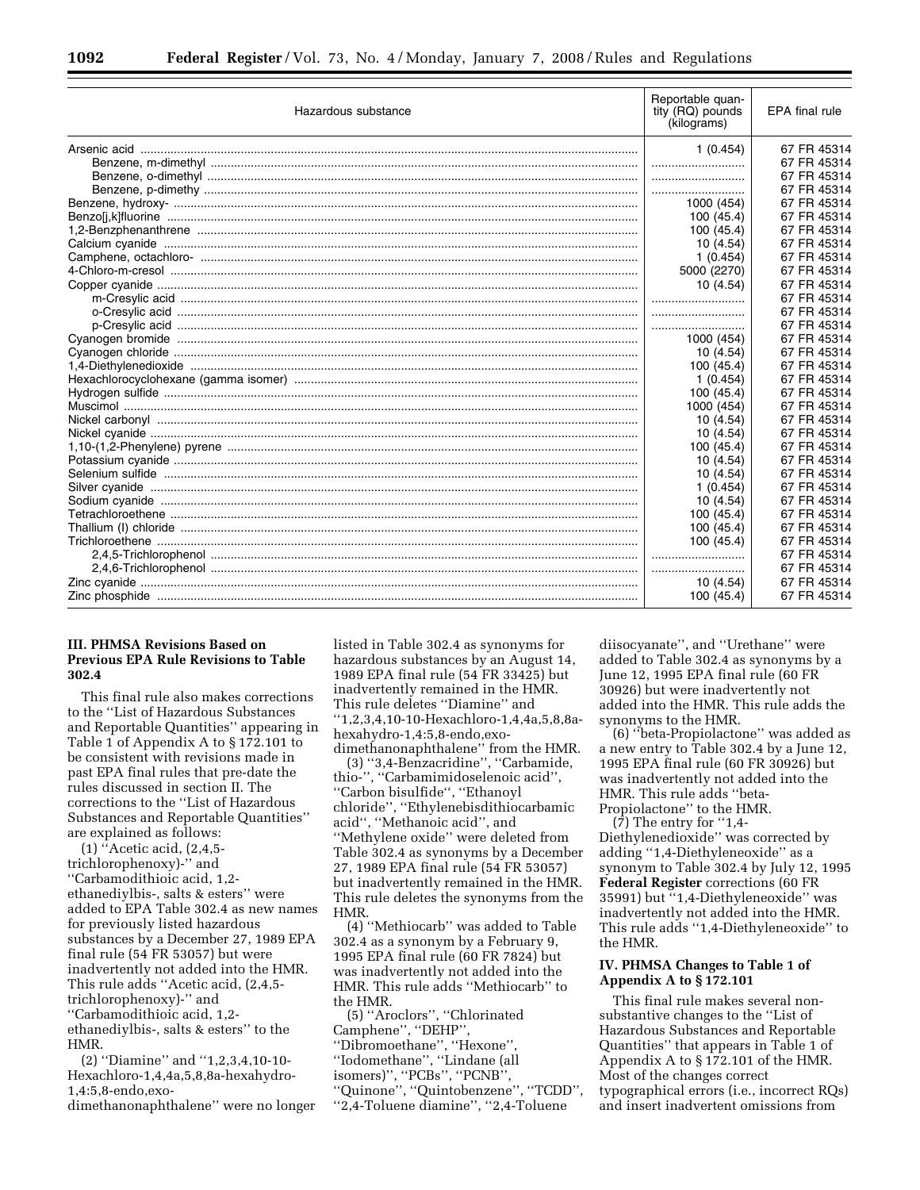| Hazardous substance | Reportable quantity (RQ) pounds (kilograms) | EPA final rule |
|---|---|---|
| Arsenic acid | 1 (0.454) | 67 FR 45314 |
| Benzene, m-dimethyl | | 67 FR 45314 |
| Benzene, o-dimethyl | | 67 FR 45314 |
| Benzene, p-dimethy | | 67 FR 45314 |
| Benzene, hydroxy- | 1000 (454) | 67 FR 45314 |
| Benzo[j,k]fluorine | 100 (45.4) | 67 FR 45314 |
| 1,2-Benzphenanthrene | 100 (45.4) | 67 FR 45314 |
| Calcium cyanide | 10 (4.54) | 67 FR 45314 |
| Camphene, octachloro- | 1 (0.454) | 67 FR 45314 |
| 4-Chloro-m-cresol | 5000 (2270) | 67 FR 45314 |
| Copper cyanide | 10 (4.54) | 67 FR 45314 |
| m-Cresylic acid | | 67 FR 45314 |
| o-Cresylic acid | | 67 FR 45314 |
| p-Cresylic acid | | 67 FR 45314 |
| Cyanogen bromide | 1000 (454) | 67 FR 45314 |
| Cyanogen chloride | 10 (4.54) | 67 FR 45314 |
| 1,4-Diethylenedioxide | 100 (45.4) | 67 FR 45314 |
| Hexachlorocyclohexane (gamma isomer) | 1 (0.454) | 67 FR 45314 |
| Hydrogen sulfide | 100 (45.4) | 67 FR 45314 |
| Muscimol | 1000 (454) | 67 FR 45314 |
| Nickel carbonyl | 10 (4.54) | 67 FR 45314 |
| Nickel cyanide | 10 (4.54) | 67 FR 45314 |
| 1,10-(1,2-Phenylene) pyrene | 100 (45.4) | 67 FR 45314 |
| Potassium cyanide | 10 (4.54) | 67 FR 45314 |
| Selenium sulfide | 10 (4.54) | 67 FR 45314 |
| Silver cyanide | 1 (0.454) | 67 FR 45314 |
| Sodium cyanide | 10 (4.54) | 67 FR 45314 |
| Tetrachloroethene | 100 (45.4) | 67 FR 45314 |
| Thallium (I) chloride | 100 (45.4) | 67 FR 45314 |
| Trichloroethene | 100 (45.4) | 67 FR 45314 |
| 2,4,5-Trichlorophenol | | 67 FR 45314 |
| 2,4,6-Trichlorophenol | | 67 FR 45314 |
| Zinc cyanide | 10 (4.54) | 67 FR 45314 |
| Zinc phosphide | 100 (45.4) | 67 FR 45314 |

### III. PHMSA Revisions Based on Previous EPA Rule Revisions to Table 302.4

This final rule also makes corrections to the ''List of Hazardous Substances and Reportable Quantities'' appearing in Table 1 of Appendix A to § 172.101 to be consistent with revisions made in past EPA final rules that pre-date the rules discussed in section II. The corrections to the ''List of Hazardous Substances and Reportable Quantities'' are explained as follows:

(1) ''Acetic acid, (2,4,5-trichlorophenoxy)-'' and ''Carbamodithioic acid, 1,2-ethanediylbis-, salts & esters'' were added to EPA Table 302.4 as new names for previously listed hazardous substances by a December 27, 1989 EPA final rule (54 FR 53057) but were inadvertently not added into the HMR. This rule adds ''Acetic acid, (2,4,5-trichlorophenoxy)-'' and ''Carbamodithioic acid, 1,2-ethanediylbis-, salts & esters'' to the HMR.

(2) ''Diamine'' and ''1,2,3,4,10-10-Hexachloro-1,4,4a,5,8,8a-hexahydro-1,4:5,8-endo,exo-dimethanonaphthalene'' were no longer listed in Table 302.4 as synonyms for hazardous substances by an August 14, 1989 EPA final rule (54 FR 33425) but inadvertently remained in the HMR. This rule deletes ''Diamine'' and ''1,2,3,4,10-10-Hexachloro-1,4,4a,5,8,8a-hexahydro-1,4:5,8-endo,exo-dimethanonaphthalene'' from the HMR.

(3) ''3,4-Benzacridine'', ''Carbamide, thio-'', ''Carbamimidoselenoic acid'', ''Carbon bisulfide'', ''Ethanoyl chloride'', ''Ethylenebisdithiocarbamic acid'', ''Methanoic acid'', and ''Methylene oxide'' were deleted from Table 302.4 as synonyms by a December 27, 1989 EPA final rule (54 FR 53057) but inadvertently remained in the HMR. This rule deletes the synonyms from the HMR.

(4) ''Methiocarb'' was added to Table 302.4 as a synonym by a February 9, 1995 EPA final rule (60 FR 7824) but was inadvertently not added into the HMR. This rule adds ''Methiocarb'' to the HMR.

(5) ''Aroclors'', ''Chlorinated Camphene'', ''DEHP'', ''Dibromoethane'', ''Hexone'', ''Iodomethane'', ''Lindane (all isomers)'', ''PCBs'', ''PCNB'', ''Quinone'', ''Quintobenzene'', ''TCDD'', ''2,4-Toluene diamine'', ''2,4-Toluene diisocyanate'', and ''Urethane'' were added to Table 302.4 as synonyms by a June 12, 1995 EPA final rule (60 FR 30926) but were inadvertently not added into the HMR. This rule adds the synonyms to the HMR.

(6) ''beta-Propiolactone'' was added as a new entry to Table 302.4 by a June 12, 1995 EPA final rule (60 FR 30926) but was inadvertently not added into the HMR. This rule adds ''beta-Propiolactone'' to the HMR.

(7) The entry for ''1,4-Diethylenedioxide'' was corrected by adding ''1,4-Diethyleneoxide'' as a synonym to Table 302.4 by July 12, 1995 **Federal Register** corrections (60 FR 35991) but ''1,4-Diethyleneoxide'' was inadvertently not added into the HMR. This rule adds ''1,4-Diethyleneoxide'' to the HMR.

### IV. PHMSA Changes to Table 1 of Appendix A to § 172.101

This final rule makes several non-substantive changes to the ''List of Hazardous Substances and Reportable Quantities'' that appears in Table 1 of Appendix A to § 172.101 of the HMR. Most of the changes correct typographical errors (i.e., incorrect RQs) and insert inadvertent omissions from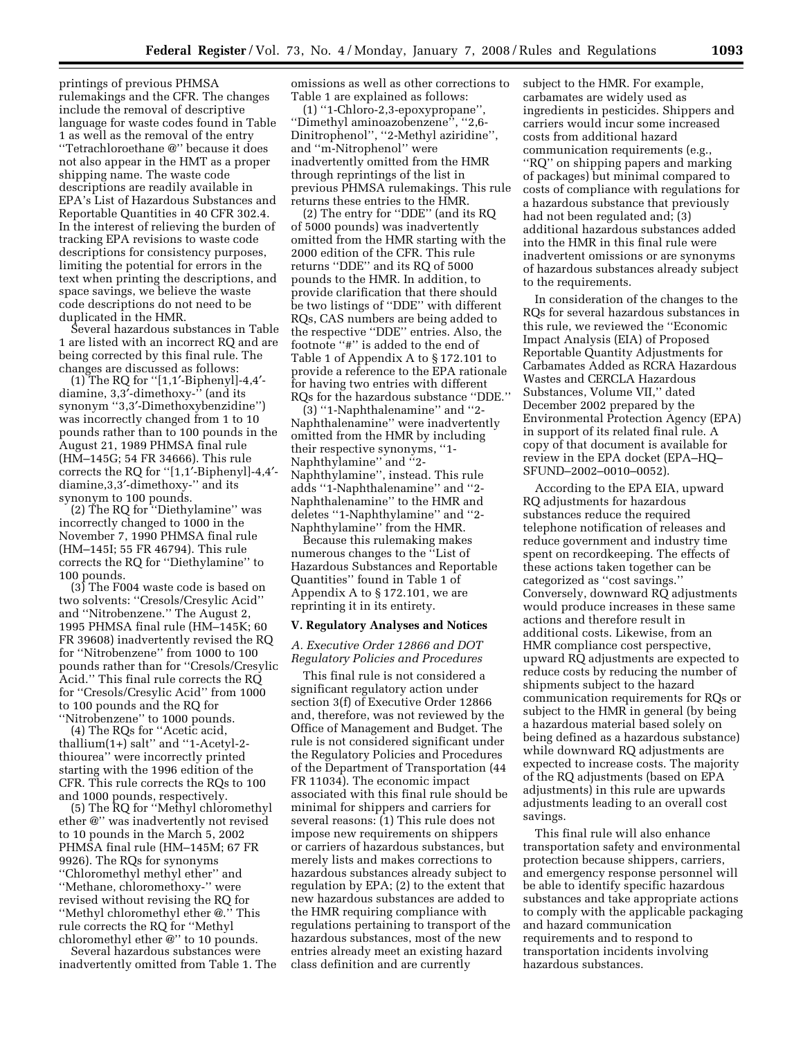printings of previous PHMSA rulemakings and the CFR. The changes include the removal of descriptive language for waste codes found in Table 1 as well as the removal of the entry ''Tetrachloroethane @'' because it does not also appear in the HMT as a proper shipping name. The waste code descriptions are readily available in EPA's List of Hazardous Substances and Reportable Quantities in 40 CFR 302.4. In the interest of relieving the burden of tracking EPA revisions to waste code descriptions for consistency purposes, limiting the potential for errors in the text when printing the descriptions, and space savings, we believe the waste code descriptions do not need to be duplicated in the HMR.

Several hazardous substances in Table 1 are listed with an incorrect RQ and are being corrected by this final rule. The changes are discussed as follows:

(1) The RQ for ''[1,1′-Biphenyl]-4,4′-diamine, 3,3′-dimethoxy-'' (and its synonym ''3,3′-Dimethoxybenzidine'') was incorrectly changed from 1 to 10 pounds rather than to 100 pounds in the August 21, 1989 PHMSA final rule (HM–145G; 54 FR 34666). This rule corrects the RQ for ''[1,1′-Biphenyl]-4,4′-diamine,3,3′-dimethoxy-'' and its synonym to 100 pounds.

(2) The RQ for ''Diethylamine'' was incorrectly changed to 1000 in the November 7, 1990 PHMSA final rule (HM–145I; 55 FR 46794). This rule corrects the RQ for ''Diethylamine'' to 100 pounds.

(3) The F004 waste code is based on two solvents: ''Cresols/Cresylic Acid'' and ''Nitrobenzene.'' The August 2, 1995 PHMSA final rule (HM–145K; 60 FR 39608) inadvertently revised the RQ for ''Nitrobenzene'' from 1000 to 100 pounds rather than for ''Cresols/Cresylic Acid.'' This final rule corrects the RQ for ''Cresols/Cresylic Acid'' from 1000 to 100 pounds and the RQ for ''Nitrobenzene'' to 1000 pounds.

(4) The RQs for ''Acetic acid, thallium(1+) salt'' and ''1-Acetyl-2-thiourea'' were incorrectly printed starting with the 1996 edition of the CFR. This rule corrects the RQs to 100 and 1000 pounds, respectively.

(5) The RQ for ''Methyl chloromethyl ether @'' was inadvertently not revised to 10 pounds in the March 5, 2002 PHMSA final rule (HM–145M; 67 FR 9926). The RQs for synonyms ''Chloromethyl methyl ether'' and ''Methane, chloromethoxy-'' were revised without revising the RQ for ''Methyl chloromethyl ether @.'' This rule corrects the RQ for ''Methyl chloromethyl ether @'' to 10 pounds.

Several hazardous substances were inadvertently omitted from Table 1. The omissions as well as other corrections to Table 1 are explained as follows:

(1) ''1-Chloro-2,3-epoxypropane'', ''Dimethyl aminoazobenzene'', ''2,6-Dinitrophenol'', ''2-Methyl aziridine'', and ''m-Nitrophenol'' were inadvertently omitted from the HMR through reprintings of the list in previous PHMSA rulemakings. This rule returns these entries to the HMR.

(2) The entry for ''DDE'' (and its RQ of 5000 pounds) was inadvertently omitted from the HMR starting with the 2000 edition of the CFR. This rule returns ''DDE'' and its RQ of 5000 pounds to the HMR. In addition, to provide clarification that there should be two listings of ''DDE'' with different RQs, CAS numbers are being added to the respective ''DDE'' entries. Also, the footnote ''#'' is added to the end of Table 1 of Appendix A to § 172.101 to provide a reference to the EPA rationale for having two entries with different RQs for the hazardous substance ''DDE.''

(3) ''1-Naphthalenamine'' and ''2-Naphthalenamine'' were inadvertently omitted from the HMR by including their respective synonyms, ''1-Naphthylamine'' and ''2-Naphthylamine'', instead. This rule adds ''1-Naphthalenamine'' and ''2-Naphthalenamine'' to the HMR and deletes ''1-Naphthylamine'' and ''2-Naphthylamine'' from the HMR.

Because this rulemaking makes numerous changes to the ''List of Hazardous Substances and Reportable Quantities'' found in Table 1 of Appendix A to § 172.101, we are reprinting it in its entirety.

## V. Regulatory Analyses and Notices

### *A. Executive Order 12866 and DOT Regulatory Policies and Procedures*

This final rule is not considered a significant regulatory action under section 3(f) of Executive Order 12866 and, therefore, was not reviewed by the Office of Management and Budget. The rule is not considered significant under the Regulatory Policies and Procedures of the Department of Transportation (44 FR 11034). The economic impact associated with this final rule should be minimal for shippers and carriers for several reasons: (1) This rule does not impose new requirements on shippers or carriers of hazardous substances, but merely lists and makes corrections to hazardous substances already subject to regulation by EPA; (2) to the extent that new hazardous substances are added to the HMR requiring compliance with regulations pertaining to transport of the hazardous substances, most of the new entries already meet an existing hazard class definition and are currently subject to the HMR. For example, carbamates are widely used as ingredients in pesticides. Shippers and carriers would incur some increased costs from additional hazard communication requirements (e.g., ''RQ'' on shipping papers and marking of packages) but minimal compared to costs of compliance with regulations for a hazardous substance that previously had not been regulated and; (3) additional hazardous substances added into the HMR in this final rule were inadvertent omissions or are synonyms of hazardous substances already subject to the requirements.

In consideration of the changes to the RQs for several hazardous substances in this rule, we reviewed the ''Economic Impact Analysis (EIA) of Proposed Reportable Quantity Adjustments for Carbamates Added as RCRA Hazardous Wastes and CERCLA Hazardous Substances, Volume VII,'' dated December 2002 prepared by the Environmental Protection Agency (EPA) in support of its related final rule. A copy of that document is available for review in the EPA docket (EPA–HQ–SFUND–2002–0010–0052).

According to the EPA EIA, upward RQ adjustments for hazardous substances reduce the required telephone notification of releases and reduce government and industry time spent on recordkeeping. The effects of these actions taken together can be categorized as ''cost savings.'' Conversely, downward RQ adjustments would produce increases in these same actions and therefore result in additional costs. Likewise, from an HMR compliance cost perspective, upward RQ adjustments are expected to reduce costs by reducing the number of shipments subject to the hazard communication requirements for RQs or subject to the HMR in general (by being a hazardous material based solely on being defined as a hazardous substance) while downward RQ adjustments are expected to increase costs. The majority of the RQ adjustments (based on EPA adjustments) in this rule are upwards adjustments leading to an overall cost savings.

This final rule will also enhance transportation safety and environmental protection because shippers, carriers, and emergency response personnel will be able to identify specific hazardous substances and take appropriate actions to comply with the applicable packaging and hazard communication requirements and to respond to transportation incidents involving hazardous substances.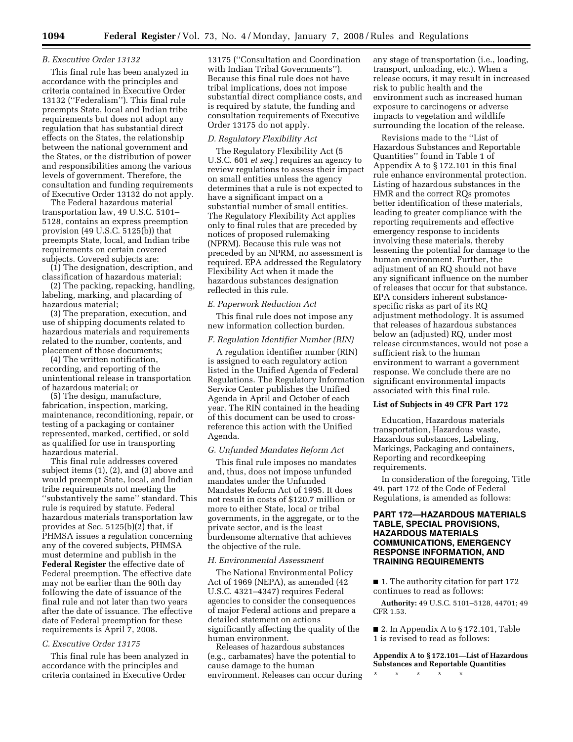### B. Executive Order 13132

This final rule has been analyzed in accordance with the principles and criteria contained in Executive Order 13132 (''Federalism''). This final rule preempts State, local and Indian tribe requirements but does not adopt any regulation that has substantial direct effects on the States, the relationship between the national government and the States, or the distribution of power and responsibilities among the various levels of government. Therefore, the consultation and funding requirements of Executive Order 13132 do not apply.

The Federal hazardous material transportation law, 49 U.S.C. 5101–5128, contains an express preemption provision (49 U.S.C. 5125(b)) that preempts State, local, and Indian tribe requirements on certain covered subjects. Covered subjects are:

(1) The designation, description, and classification of hazardous material;

(2) The packing, repacking, handling, labeling, marking, and placarding of hazardous material;

(3) The preparation, execution, and use of shipping documents related to hazardous materials and requirements related to the number, contents, and placement of those documents;

(4) The written notification, recording, and reporting of the unintentional release in transportation of hazardous material; or

(5) The design, manufacture, fabrication, inspection, marking, maintenance, reconditioning, repair, or testing of a packaging or container represented, marked, certified, or sold as qualified for use in transporting hazardous material.

This final rule addresses covered subject items (1), (2), and (3) above and would preempt State, local, and Indian tribe requirements not meeting the ''substantively the same'' standard. This rule is required by statute. Federal hazardous materials transportation law provides at Sec. 5125(b)(2) that, if PHMSA issues a regulation concerning any of the covered subjects, PHMSA must determine and publish in the **Federal Register** the effective date of Federal preemption. The effective date may not be earlier than the 90th day following the date of issuance of the final rule and not later than two years after the date of issuance. The effective date of Federal preemption for these requirements is April 7, 2008.

### C. Executive Order 13175

This final rule has been analyzed in accordance with the principles and criteria contained in Executive Order 13175 (''Consultation and Coordination with Indian Tribal Governments''). Because this final rule does not have tribal implications, does not impose substantial direct compliance costs, and is required by statute, the funding and consultation requirements of Executive Order 13175 do not apply.

### D. Regulatory Flexibility Act

The Regulatory Flexibility Act (5 U.S.C. 601 *et seq.*) requires an agency to review regulations to assess their impact on small entities unless the agency determines that a rule is not expected to have a significant impact on a substantial number of small entities. The Regulatory Flexibility Act applies only to final rules that are preceded by notices of proposed rulemaking (NPRM). Because this rule was not preceded by an NPRM, no assessment is required. EPA addressed the Regulatory Flexibility Act when it made the hazardous substances designation reflected in this rule.

### E. Paperwork Reduction Act

This final rule does not impose any new information collection burden.

### F. Regulation Identifier Number (RIN)

A regulation identifier number (RIN) is assigned to each regulatory action listed in the Unified Agenda of Federal Regulations. The Regulatory Information Service Center publishes the Unified Agenda in April and October of each year. The RIN contained in the heading of this document can be used to cross-reference this action with the Unified Agenda.

### G. Unfunded Mandates Reform Act

This final rule imposes no mandates and, thus, does not impose unfunded mandates under the Unfunded Mandates Reform Act of 1995. It does not result in costs of $120.7 million or more to either State, local or tribal governments, in the aggregate, or to the private sector, and is the least burdensome alternative that achieves the objective of the rule.

### H. Environmental Assessment

The National Environmental Policy Act of 1969 (NEPA), as amended (42 U.S.C. 4321–4347) requires Federal agencies to consider the consequences of major Federal actions and prepare a detailed statement on actions significantly affecting the quality of the human environment.

Releases of hazardous substances (e.g., carbamates) have the potential to cause damage to the human environment. Releases can occur during any stage of transportation (i.e., loading, transport, unloading, etc.). When a release occurs, it may result in increased risk to public health and the environment such as increased human exposure to carcinogens or adverse impacts to vegetation and wildlife surrounding the location of the release.

Revisions made to the ''List of Hazardous Substances and Reportable Quantities'' found in Table 1 of Appendix A to § 172.101 in this final rule enhance environmental protection. Listing of hazardous substances in the HMR and the correct RQs promotes better identification of these materials, leading to greater compliance with the reporting requirements and effective emergency response to incidents involving these materials, thereby lessening the potential for damage to the human environment. Further, the adjustment of an RQ should not have any significant influence on the number of releases that occur for that substance. EPA considers inherent substance-specific risks as part of its RQ adjustment methodology. It is assumed that releases of hazardous substances below an (adjusted) RQ, under most release circumstances, would not pose a sufficient risk to the human environment to warrant a government response. We conclude there are no significant environmental impacts associated with this final rule.

**List of Subjects in 49 CFR Part 172**

Education, Hazardous materials transportation, Hazardous waste, Hazardous substances, Labeling, Markings, Packaging and containers, Reporting and recordkeeping requirements.

In consideration of the foregoing, Title 49, part 172 of the Code of Federal Regulations, is amended as follows:

## PART 172—HAZARDOUS MATERIALS TABLE, SPECIAL PROVISIONS, HAZARDOUS MATERIALS COMMUNICATIONS, EMERGENCY RESPONSE INFORMATION, AND TRAINING REQUIREMENTS

■ 1. The authority citation for part 172 continues to read as follows:

**Authority:** 49 U.S.C. 5101–5128, 44701; 49 CFR 1.53.

■ 2. In Appendix A to § 172.101, Table 1 is revised to read as follows:

**Appendix A to § 172.101—List of Hazardous Substances and Reportable Quantities**

\* \* \* \* \*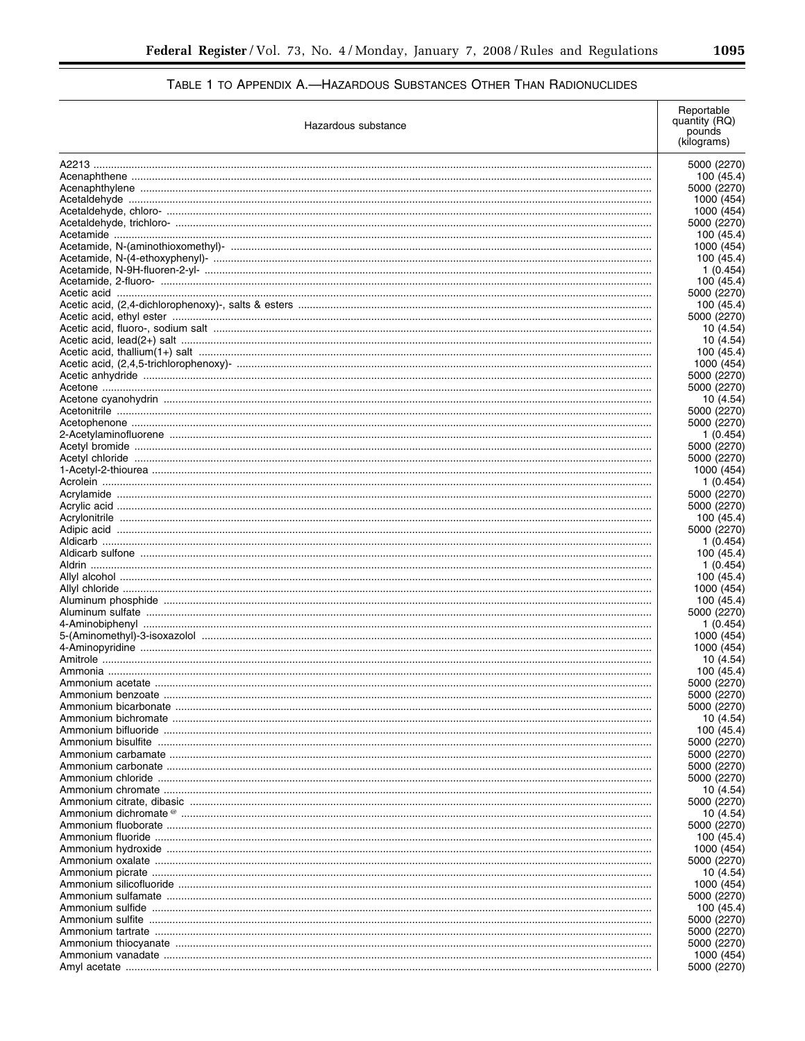TABLE 1 TO APPENDIX A.—HAZARDOUS SUBSTANCES OTHER THAN RADIONUCLIDES

| Hazardous substance | Reportable quantity (RQ) pounds (kilograms) |
|---|---|
| A2213 | 5000 (2270) |
| Acenaphthene | 100 (45.4) |
| Acenaphthylene | 5000 (2270) |
| Acetaldehyde | 1000 (454) |
| Acetaldehyde, chloro- | 1000 (454) |
| Acetaldehyde, trichloro- | 5000 (2270) |
| Acetamide | 100 (45.4) |
| Acetamide, N-(aminothioxomethyl)- | 1000 (454) |
| Acetamide, N-(4-ethoxyphenyl)- | 100 (45.4) |
| Acetamide, N-9H-fluoren-2-yl- | 1 (0.454) |
| Acetamide, 2-fluoro- | 100 (45.4) |
| Acetic acid | 5000 (2270) |
| Acetic acid, (2,4-dichlorophenoxy)-, salts & esters | 100 (45.4) |
| Acetic acid, ethyl ester | 5000 (2270) |
| Acetic acid, fluoro-, sodium salt | 10 (4.54) |
| Acetic acid, lead(2+) salt | 10 (4.54) |
| Acetic acid, thallium(1+) salt | 100 (45.4) |
| Acetic acid, (2,4,5-trichlorophenoxy)- | 1000 (454) |
| Acetic anhydride | 5000 (2270) |
| Acetone | 5000 (2270) |
| Acetone cyanohydrin | 10 (4.54) |
| Acetonitrile | 5000 (2270) |
| Acetophenone | 5000 (2270) |
| 2-Acetylaminofluorene | 1 (0.454) |
| Acetyl bromide | 5000 (2270) |
| Acetyl chloride | 5000 (2270) |
| 1-Acetyl-2-thiourea | 1000 (454) |
| Acrolein | 1 (0.454) |
| Acrylamide | 5000 (2270) |
| Acrylic acid | 5000 (2270) |
| Acrylonitrile | 100 (45.4) |
| Adipic acid | 5000 (2270) |
| Aldicarb | 1 (0.454) |
| Aldicarb sulfone | 100 (45.4) |
| Aldrin | 1 (0.454) |
| Allyl alcohol | 100 (45.4) |
| Allyl chloride | 1000 (454) |
| Aluminum phosphide | 100 (45.4) |
| Aluminum sulfate | 5000 (2270) |
| 4-Aminobiphenyl | 1 (0.454) |
| 5-(Aminomethyl)-3-isoxazolol | 1000 (454) |
| 4-Aminopyridine | 1000 (454) |
| Amitrole | 10 (4.54) |
| Ammonia | 100 (45.4) |
| Ammonium acetate | 5000 (2270) |
| Ammonium benzoate | 5000 (2270) |
| Ammonium bicarbonate | 5000 (2270) |
| Ammonium bichromate | 10 (4.54) |
| Ammonium bifluoride | 100 (45.4) |
| Ammonium bisulfite | 5000 (2270) |
| Ammonium carbamate | 5000 (2270) |
| Ammonium carbonate | 5000 (2270) |
| Ammonium chloride | 5000 (2270) |
| Ammonium chromate | 10 (4.54) |
| Ammonium citrate, dibasic | 5000 (2270) |
| Ammonium dichromate [@] | 10 (4.54) |
| Ammonium fluoborate | 5000 (2270) |
| Ammonium fluoride | 100 (45.4) |
| Ammonium hydroxide | 1000 (454) |
| Ammonium oxalate | 5000 (2270) |
| Ammonium picrate | 10 (4.54) |
| Ammonium silicofluoride | 1000 (454) |
| Ammonium sulfamate | 5000 (2270) |
| Ammonium sulfide | 100 (45.4) |
| Ammonium sulfite | 5000 (2270) |
| Ammonium tartrate | 5000 (2270) |
| Ammonium thiocyanate | 5000 (2270) |
| Ammonium vanadate | 1000 (454) |
| Amyl acetate | 5000 (2270) |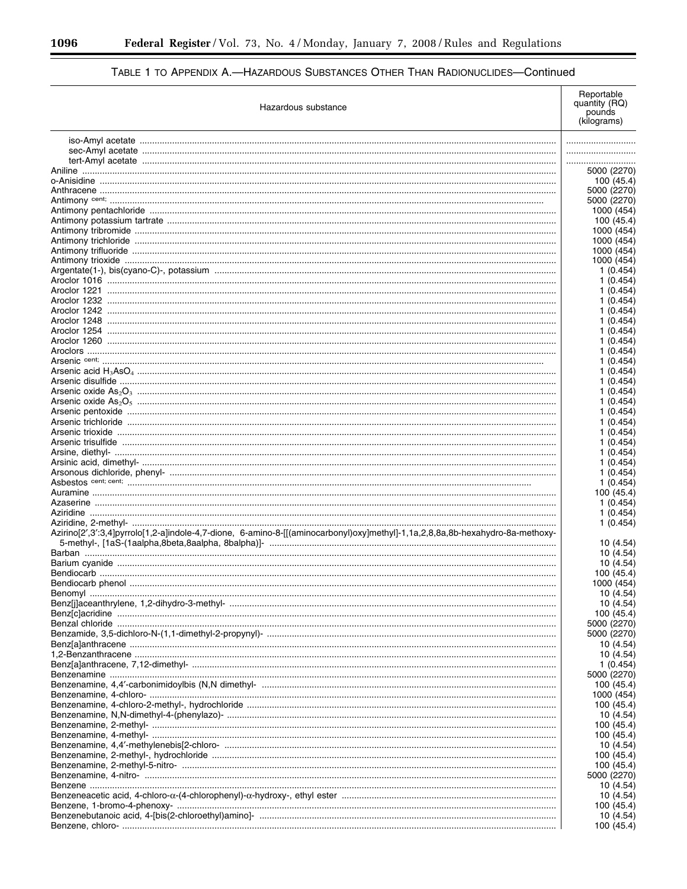## TABLE 1 TO APPENDIX A.—HAZARDOUS SUBSTANCES OTHER THAN RADIONUCLIDES—Continued

| Hazardous substance | Reportable quantity (RQ) pounds (kilograms) |
|---|---|
| iso-Amyl acetate | ........................ |
| sec-Amyl acetate | ........................ |
| tert-Amyl acetate | ........................ |
| Aniline | 5000 (2270) |
| o-Anisidine | 100 (45.4) |
| Anthracene | 5000 (2270) |
| Antimony cent; | 5000 (2270) |
| Antimony pentachloride | 1000 (454) |
| Antimony potassium tartrate | 100 (45.4) |
| Antimony tribromide | 1000 (454) |
| Antimony trichloride | 1000 (454) |
| Antimony trifluoride | 1000 (454) |
| Antimony trioxide | 1000 (454) |
| Argentate(1-), bis(cyano-C)-, potassium | 1 (0.454) |
| Aroclor 1016 | 1 (0.454) |
| Aroclor 1221 | 1 (0.454) |
| Aroclor 1232 | 1 (0.454) |
| Aroclor 1242 | 1 (0.454) |
| Aroclor 1248 | 1 (0.454) |
| Aroclor 1254 | 1 (0.454) |
| Aroclor 1260 | 1 (0.454) |
| Aroclors | 1 (0.454) |
| Arsenic cent; | 1 (0.454) |
| Arsenic acid $H_3AsO_4$ | 1 (0.454) |
| Arsenic disulfide | 1 (0.454) |
| Arsenic oxide $As_2O_3$ | 1 (0.454) |
| Arsenic oxide $As_2O_5$ | 1 (0.454) |
| Arsenic pentoxide | 1 (0.454) |
| Arsenic trichloride | 1 (0.454) |
| Arsenic trioxide | 1 (0.454) |
| Arsenic trisulfide | 1 (0.454) |
| Arsine, diethyl- | 1 (0.454) |
| Arsinic acid, dimethyl- | 1 (0.454) |
| Arsonous dichloride, phenyl- | 1 (0.454) |
| Asbestos cent; cent; | 1 (0.454) |
| Auramine | 100 (45.4) |
| Azaserine | 1 (0.454) |
| Aziridine | 1 (0.454) |
| Aziridine, 2-methyl- | 1 (0.454) |
| Azirino[2′,3′:3,4]pyrrolo[1,2-a]indole-4,7-dione, 6-amino-8-[[(aminocarbonyl)oxy]methyl]-1,1a,2,8,8a,8b-hexahydro-8a-methoxy-5-methyl-, [1aS-(1aalpha,8beta,8aalpha, 8balpha)]- | 10 (4.54) |
| Barban | 10 (4.54) |
| Barium cyanide | 10 (4.54) |
| Bendiocarb | 100 (45.4) |
| Bendiocarb phenol | 1000 (454) |
| Benomyl | 10 (4.54) |
| Benz[j]aceanthrylene, 1,2-dihydro-3-methyl- | 10 (4.54) |
| Benz[c]acridine | 100 (45.4) |
| Benzal chloride | 5000 (2270) |
| Benzamide, 3,5-dichloro-N-(1,1-dimethyl-2-propynyl)- | 5000 (2270) |
| Benz[a]anthracene | 10 (4.54) |
| 1,2-Benzanthracene | 10 (4.54) |
| Benz[a]anthracene, 7,12-dimethyl- | 1 (0.454) |
| Benzenamine | 5000 (2270) |
| Benzenamine, 4,4′-carbonimidoylbis (N,N dimethyl- | 100 (45.4) |
| Benzenamine, 4-chloro- | 1000 (454) |
| Benzenamine, 4-chloro-2-methyl-, hydrochloride | 100 (45.4) |
| Benzenamine, N,N-dimethyl-4-(phenylazo)- | 10 (4.54) |
| Benzenamine, 2-methyl- | 100 (45.4) |
| Benzenamine, 4-methyl- | 100 (45.4) |
| Benzenamine, 4,4′-methylenebis[2-chloro- | 10 (4.54) |
| Benzenamine, 2-methyl-, hydrochloride | 100 (45.4) |
| Benzenamine, 2-methyl-5-nitro- | 100 (45.4) |
| Benzenamine, 4-nitro- | 5000 (2270) |
| Benzene | 10 (4.54) |
| Benzeneacetic acid, 4-chloro-α-(4-chlorophenyl)-α-hydroxy-, ethyl ester | 10 (4.54) |
| Benzene, 1-bromo-4-phenoxy- | 100 (45.4) |
| Benzenebutanoic acid, 4-[bis(2-chloroethyl)amino]- | 10 (4.54) |
| Benzene, chloro- | 100 (45.4) |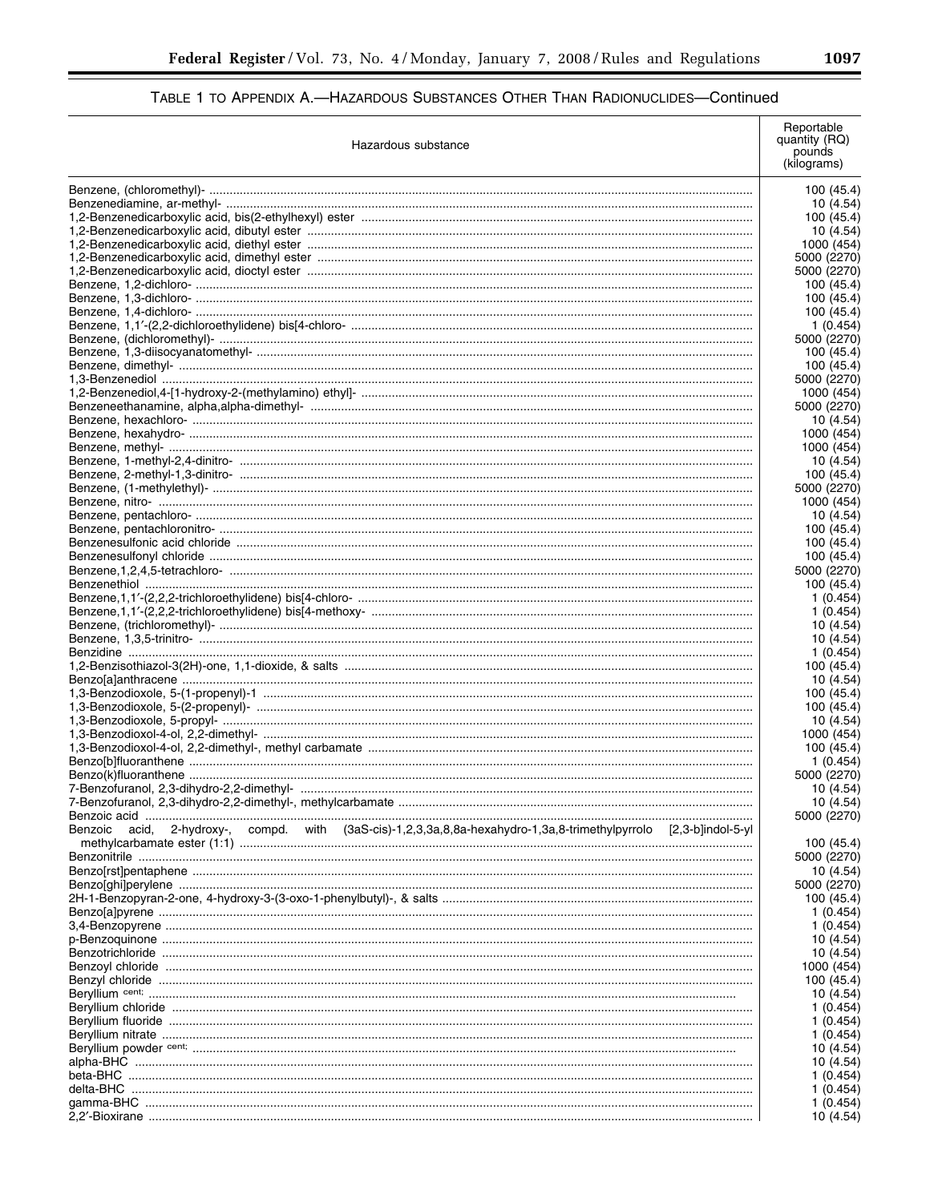TABLE 1 TO APPENDIX A.—HAZARDOUS SUBSTANCES OTHER THAN RADIONUCLIDES—Continued

| Hazardous substance | Reportable quantity (RQ) pounds (kilograms) |
|---|---|
| Benzene, (chloromethyl)- | 100 (45.4) |
| Benzenediamine, ar-methyl- | 10 (4.54) |
| 1,2-Benzenedicarboxylic acid, bis(2-ethylhexyl) ester | 100 (45.4) |
| 1,2-Benzenedicarboxylic acid, dibutyl ester | 10 (4.54) |
| 1,2-Benzenedicarboxylic acid, diethyl ester | 1000 (454) |
| 1,2-Benzenedicarboxylic acid, dimethyl ester | 5000 (2270) |
| 1,2-Benzenedicarboxylic acid, dioctyl ester | 5000 (2270) |
| Benzene, 1,2-dichloro- | 100 (45.4) |
| Benzene, 1,3-dichloro- | 100 (45.4) |
| Benzene, 1,4-dichloro- | 100 (45.4) |
| Benzene, 1,1′-(2,2-dichloroethylidene) bis[4-chloro- | 1 (0.454) |
| Benzene, (dichloromethyl)- | 5000 (2270) |
| Benzene, 1,3-diisocyanatomethyl- | 100 (45.4) |
| Benzene, dimethyl- | 100 (45.4) |
| 1,3-Benzenediol | 5000 (2270) |
| 1,2-Benzenediol,4-[1-hydroxy-2-(methylamino) ethyl]- | 1000 (454) |
| Benzeneethanamine, alpha,alpha-dimethyl- | 5000 (2270) |
| Benzene, hexachloro- | 10 (4.54) |
| Benzene, hexahydro- | 1000 (454) |
| Benzene, methyl- | 1000 (454) |
| Benzene, 1-methyl-2,4-dinitro- | 10 (4.54) |
| Benzene, 2-methyl-1,3-dinitro- | 100 (45.4) |
| Benzene, (1-methylethyl)- | 5000 (2270) |
| Benzene, nitro- | 1000 (454) |
| Benzene, pentachloro- | 10 (4.54) |
| Benzene, pentachloronitro- | 100 (45.4) |
| Benzenesulfonic acid chloride | 100 (45.4) |
| Benzenesulfonyl chloride | 100 (45.4) |
| Benzene,1,2,4,5-tetrachloro- | 5000 (2270) |
| Benzenethiol | 100 (45.4) |
| Benzene,1,1′-(2,2,2-trichloroethylidene) bis[4-chloro- | 1 (0.454) |
| Benzene,1,1′-(2,2,2-trichloroethylidene) bis[4-methoxy- | 1 (0.454) |
| Benzene, (trichloromethyl)- | 10 (4.54) |
| Benzene, 1,3,5-trinitro- | 10 (4.54) |
| Benzidine | 1 (0.454) |
| 1,2-Benzisothiazol-3(2H)-one, 1,1-dioxide, & salts | 100 (45.4) |
| Benzo[a]anthracene | 10 (4.54) |
| 1,3-Benzodioxole, 5-(1-propenyl)-1 | 100 (45.4) |
| 1,3-Benzodioxole, 5-(2-propenyl)- | 100 (45.4) |
| 1,3-Benzodioxole, 5-propyl- | 10 (4.54) |
| 1,3-Benzodioxol-4-ol, 2,2-dimethyl- | 1000 (454) |
| 1,3-Benzodioxol-4-ol, 2,2-dimethyl-, methyl carbamate | 100 (45.4) |
| Benzo[b]fluoranthene | 1 (0.454) |
| Benzo(k)fluoranthene | 5000 (2270) |
| 7-Benzofuranol, 2,3-dihydro-2,2-dimethyl- | 10 (4.54) |
| 7-Benzofuranol, 2,3-dihydro-2,2-dimethyl-, methylcarbamate | 10 (4.54) |
| Benzoic acid | 5000 (2270) |
| Benzoic acid, 2-hydroxy-, compd. with (3aS-cis)-1,2,3,3a,8,8a-hexahydro-1,3a,8-trimethylpyrrolo [2,3-b]indol-5-yl methylcarbamate ester (1:1) | 100 (45.4) |
| Benzonitrile | 5000 (2270) |
| Benzo[rst]pentaphene | 10 (4.54) |
| Benzo[ghi]perylene | 5000 (2270) |
| 2H-1-Benzopyran-2-one, 4-hydroxy-3-(3-oxo-1-phenylbutyl)-, & salts | 100 (45.4) |
| Benzo[a]pyrene | 1 (0.454) |
| 3,4-Benzopyrene | 1 (0.454) |
| p-Benzoquinone | 10 (4.54) |
| Benzotrichloride | 10 (4.54) |
| Benzoyl chloride | 1000 (454) |
| Benzyl chloride | 100 (45.4) |
| Beryllium [cent;] | 10 (4.54) |
| Beryllium chloride | 1 (0.454) |
| Beryllium fluoride | 1 (0.454) |
| Beryllium nitrate | 1 (0.454) |
| Beryllium powder [cent;] | 10 (4.54) |
| alpha-BHC | 10 (4.54) |
| beta-BHC | 1 (0.454) |
| delta-BHC | 1 (0.454) |
| gamma-BHC | 1 (0.454) |
| 2,2′-Bioxirane | 10 (4.54) |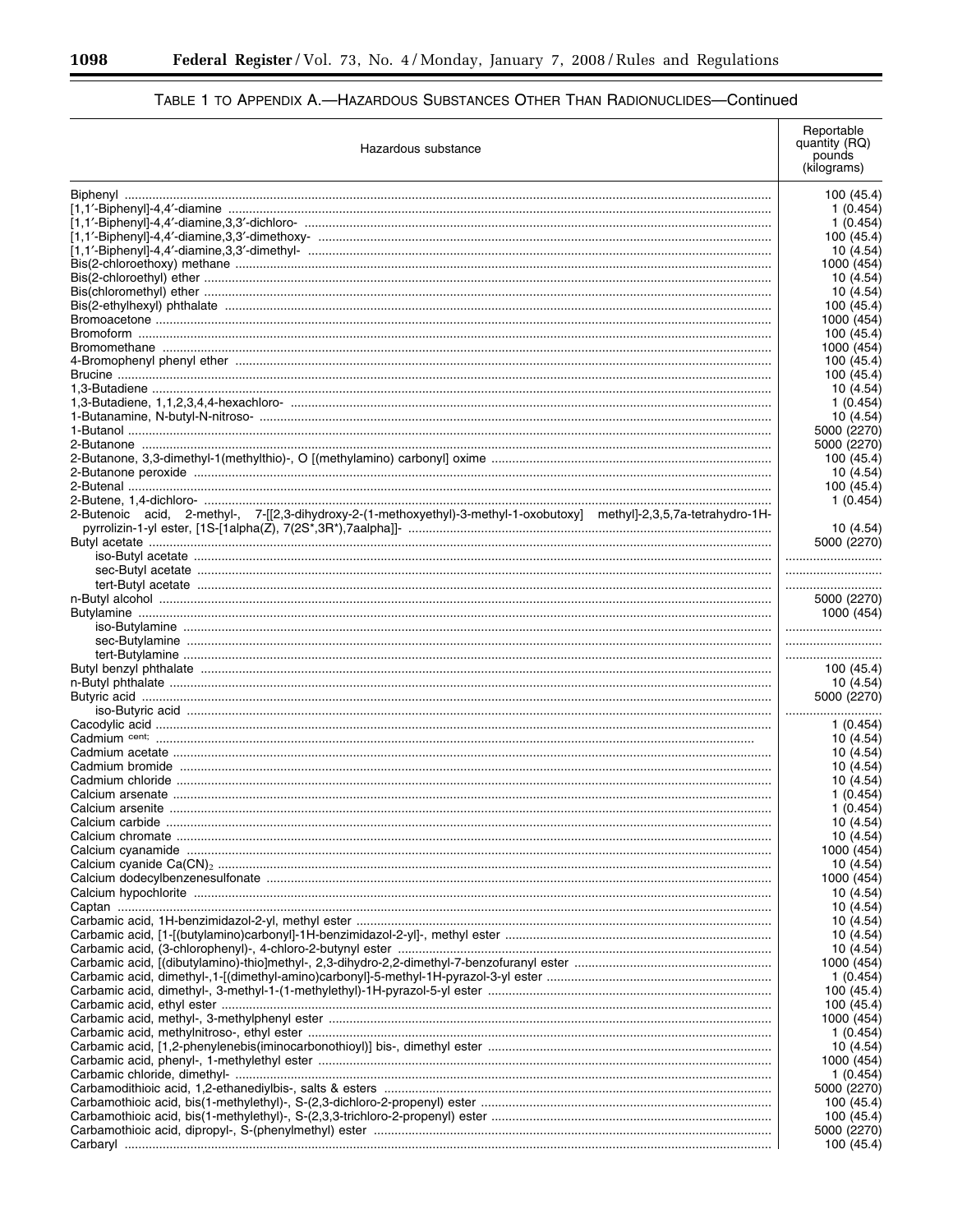## TABLE 1 TO APPENDIX A.—HAZARDOUS SUBSTANCES OTHER THAN RADIONUCLIDES—Continued

| Hazardous substance | Reportable quantity (RQ) pounds (kilograms) |
|---|---|
| Biphenyl | 100 (45.4) |
| [1,1′-Biphenyl]-4,4′-diamine | 1 (0.454) |
| [1,1′-Biphenyl]-4,4′-diamine,3,3′-dichloro- | 1 (0.454) |
| [1,1′-Biphenyl]-4,4′-diamine,3,3′-dimethoxy- | 100 (45.4) |
| [1,1′-Biphenyl]-4,4′-diamine,3,3′-dimethyl- | 10 (4.54) |
| Bis(2-chloroethoxy) methane | 1000 (454) |
| Bis(2-chloroethyl) ether | 10 (4.54) |
| Bis(chloromethyl) ether | 10 (4.54) |
| Bis(2-ethylhexyl) phthalate | 100 (45.4) |
| Bromoacetone | 1000 (454) |
| Bromoform | 100 (45.4) |
| Bromomethane | 1000 (454) |
| 4-Bromophenyl phenyl ether | 100 (45.4) |
| Brucine | 100 (45.4) |
| 1,3-Butadiene | 10 (4.54) |
| 1,3-Butadiene, 1,1,2,3,4,4-hexachloro- | 1 (0.454) |
| 1-Butanamine, N-butyl-N-nitroso- | 10 (4.54) |
| 1-Butanol | 5000 (2270) |
| 2-Butanone | 5000 (2270) |
| 2-Butanone, 3,3-dimethyl-1(methylthio)-, O [(methylamino) carbonyl] oxime | 100 (45.4) |
| 2-Butanone peroxide | 10 (4.54) |
| 2-Butenal | 100 (45.4) |
| 2-Butene, 1,4-dichloro- | 1 (0.454) |
| 2-Butenoic acid, 2-methyl-, 7-[[2,3-dihydroxy-2-(1-methoxyethyl)-3-methyl-1-oxobutoxy] methyl]-2,3,5,7a-tetrahydro-1H-pyrrolizin-1-yl ester, [1S-[1alpha(Z), 7(2S*,3R*),7aalpha]]- | 10 (4.54) |
| Butyl acetate | 5000 (2270) |
| iso-Butyl acetate | |
| sec-Butyl acetate | |
| tert-Butyl acetate | |
| n-Butyl alcohol | 5000 (2270) |
| Butylamine | 1000 (454) |
| iso-Butylamine | |
| sec-Butylamine | |
| tert-Butylamine | |
| Butyl benzyl phthalate | 100 (45.4) |
| n-Butyl phthalate | 10 (4.54) |
| Butyric acid | 5000 (2270) |
| iso-Butyric acid | |
| Cacodylic acid | 1 (0.454) |
| Cadmium cent; | 10 (4.54) |
| Cadmium acetate | 10 (4.54) |
| Cadmium bromide | 10 (4.54) |
| Cadmium chloride | 10 (4.54) |
| Calcium arsenate | 1 (0.454) |
| Calcium arsenite | 1 (0.454) |
| Calcium carbide | 10 (4.54) |
| Calcium chromate | 10 (4.54) |
| Calcium cyanamide | 1000 (454) |
| Calcium cyanide $Ca(CN)_2$ | 10 (4.54) |
| Calcium dodecylbenzenesulfonate | 1000 (454) |
| Calcium hypochlorite | 10 (4.54) |
| Captan | 10 (4.54) |
| Carbamic acid, 1H-benzimidazol-2-yl, methyl ester | 10 (4.54) |
| Carbamic acid, [1-[(butylamino)carbonyl]-1H-benzimidazol-2-yl]-, methyl ester | 10 (4.54) |
| Carbamic acid, (3-chlorophenyl)-, 4-chloro-2-butynyl ester | 10 (4.54) |
| Carbamic acid, [(dibutylamino)-thio]methyl-, 2,3-dihydro-2,2-dimethyl-7-benzofuranyl ester | 1000 (454) |
| Carbamic acid, dimethyl-,1-[(dimethyl-amino)carbonyl]-5-methyl-1H-pyrazol-3-yl ester | 1 (0.454) |
| Carbamic acid, dimethyl-, 3-methyl-1-(1-methylethyl)-1H-pyrazol-5-yl ester | 100 (45.4) |
| Carbamic acid, ethyl ester | 100 (45.4) |
| Carbamic acid, methyl-, 3-methylphenyl ester | 1000 (454) |
| Carbamic acid, methylnitroso-, ethyl ester | 1 (0.454) |
| Carbamic acid, [1,2-phenylenebis(iminocarbonothioyl)] bis-, dimethyl ester | 10 (4.54) |
| Carbamic acid, phenyl-, 1-methylethyl ester | 1000 (454) |
| Carbamic chloride, dimethyl- | 1 (0.454) |
| Carbamodithioic acid, 1,2-ethanediylbis-, salts & esters | 5000 (2270) |
| Carbamothioic acid, bis(1-methylethyl)-, S-(2,3-dichloro-2-propenyl) ester | 100 (45.4) |
| Carbamothioic acid, bis(1-methylethyl)-, S-(2,3,3-trichloro-2-propenyl) ester | 100 (45.4) |
| Carbamothioic acid, dipropyl-, S-(phenylmethyl) ester | 5000 (2270) |
| Carbaryl | 100 (45.4) |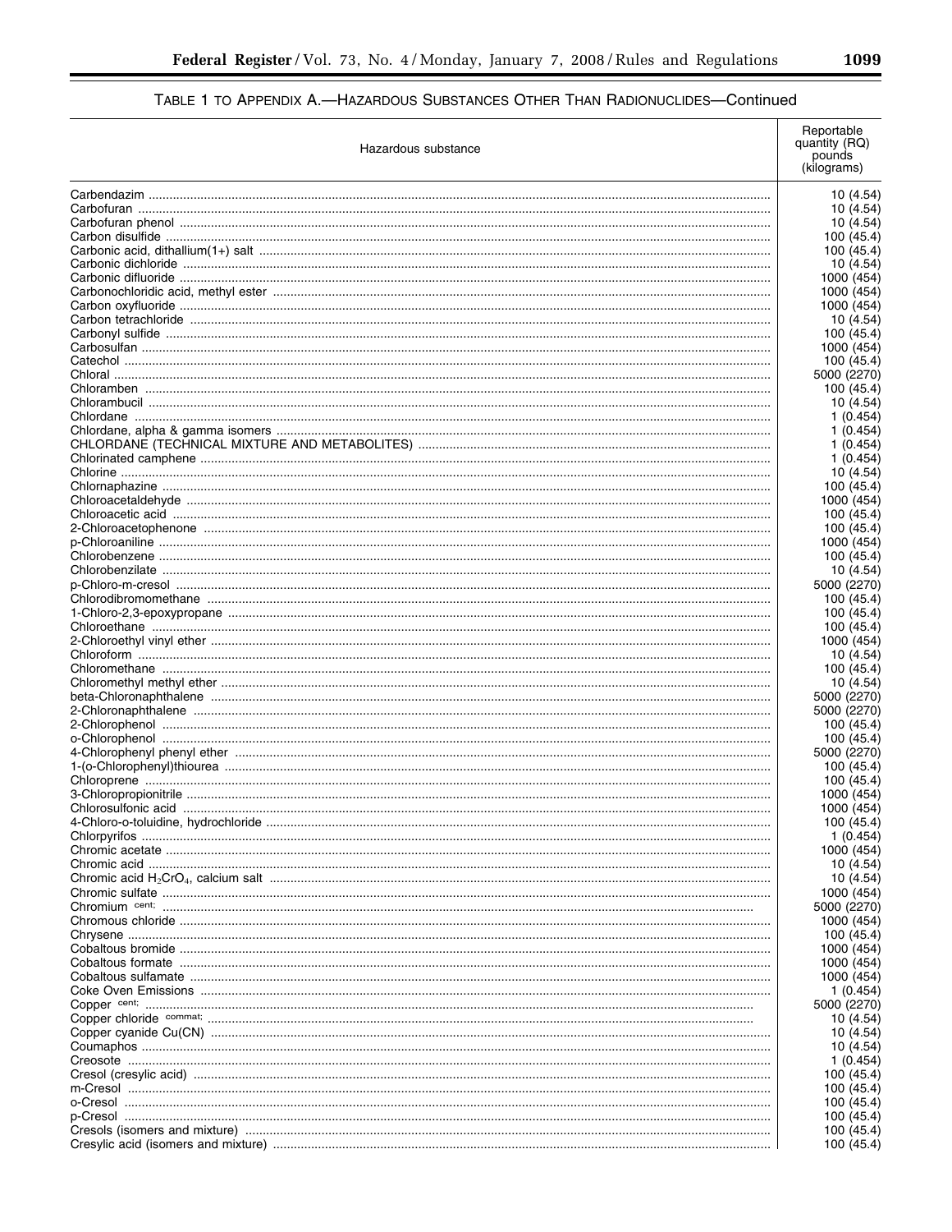TABLE 1 TO APPENDIX A.—HAZARDOUS SUBSTANCES OTHER THAN RADIONUCLIDES—Continued

| Hazardous substance | Reportable quantity (RQ) pounds (kilograms) |
| --- | --- |
| Carbendazim | 10 (4.54) |
| Carbofuran | 10 (4.54) |
| Carbofuran phenol | 10 (4.54) |
| Carbon disulfide | 100 (45.4) |
| Carbonic acid, dithallium(1+) salt | 100 (45.4) |
| Carbonic dichloride | 10 (4.54) |
| Carbonic difluoride | 1000 (454) |
| Carbonochloridic acid, methyl ester | 1000 (454) |
| Carbon oxyfluoride | 1000 (454) |
| Carbon tetrachloride | 10 (4.54) |
| Carbonyl sulfide | 100 (45.4) |
| Carbosulfan | 1000 (454) |
| Catechol | 100 (45.4) |
| Chloral | 5000 (2270) |
| Chloramben | 100 (45.4) |
| Chlorambucil | 10 (4.54) |
| Chlordane | 1 (0.454) |
| Chlordane, alpha & gamma isomers | 1 (0.454) |
| CHLORDANE (TECHNICAL MIXTURE AND METABOLITES) | 1 (0.454) |
| Chlorinated camphene | 1 (0.454) |
| Chlorine | 10 (4.54) |
| Chlornaphazine | 100 (45.4) |
| Chloroacetaldehyde | 1000 (454) |
| Chloroacetic acid | 100 (45.4) |
| 2-Chloroacetophenone | 100 (45.4) |
| p-Chloroaniline | 1000 (454) |
| Chlorobenzene | 100 (45.4) |
| Chlorobenzilate | 10 (4.54) |
| p-Chloro-m-cresol | 5000 (2270) |
| Chlorodibromomethane | 100 (45.4) |
| 1-Chloro-2,3-epoxypropane | 100 (45.4) |
| Chloroethane | 100 (45.4) |
| 2-Chloroethyl vinyl ether | 1000 (454) |
| Chloroform | 10 (4.54) |
| Chloromethane | 100 (45.4) |
| Chloromethyl methyl ether | 10 (4.54) |
| beta-Chloronaphthalene | 5000 (2270) |
| 2-Chloronaphthalene | 5000 (2270) |
| 2-Chlorophenol | 100 (45.4) |
| o-Chlorophenol | 100 (45.4) |
| 4-Chlorophenyl phenyl ether | 5000 (2270) |
| 1-(o-Chlorophenyl)thiourea | 100 (45.4) |
| Chloroprene | 100 (45.4) |
| 3-Chloropropionitrile | 1000 (454) |
| Chlorosulfonic acid | 1000 (454) |
| 4-Chloro-o-toluidine, hydrochloride | 100 (45.4) |
| Chlorpyrifos | 1 (0.454) |
| Chromic acetate | 1000 (454) |
| Chromic acid | 10 (4.54) |
| Chromic acid $H_2CrO_4$, calcium salt | 10 (4.54) |
| Chromic sulfate | 1000 (454) |
| Chromium [cent;] | 5000 (2270) |
| Chromous chloride | 1000 (454) |
| Chrysene | 100 (45.4) |
| Cobaltous bromide | 1000 (454) |
| Cobaltous formate | 1000 (454) |
| Cobaltous sulfamate | 1000 (454) |
| Coke Oven Emissions | 1 (0.454) |
| Copper [cent;] | 5000 (2270) |
| Copper chloride [commat;] | 10 (4.54) |
| Copper cyanide Cu(CN) | 10 (4.54) |
| Coumaphos | 10 (4.54) |
| Creosote | 1 (0.454) |
| Cresol (cresylic acid) | 100 (45.4) |
| m-Cresol | 100 (45.4) |
| o-Cresol | 100 (45.4) |
| p-Cresol | 100 (45.4) |
| Cresols (isomers and mixture) | 100 (45.4) |
| Cresylic acid (isomers and mixture) | 100 (45.4) |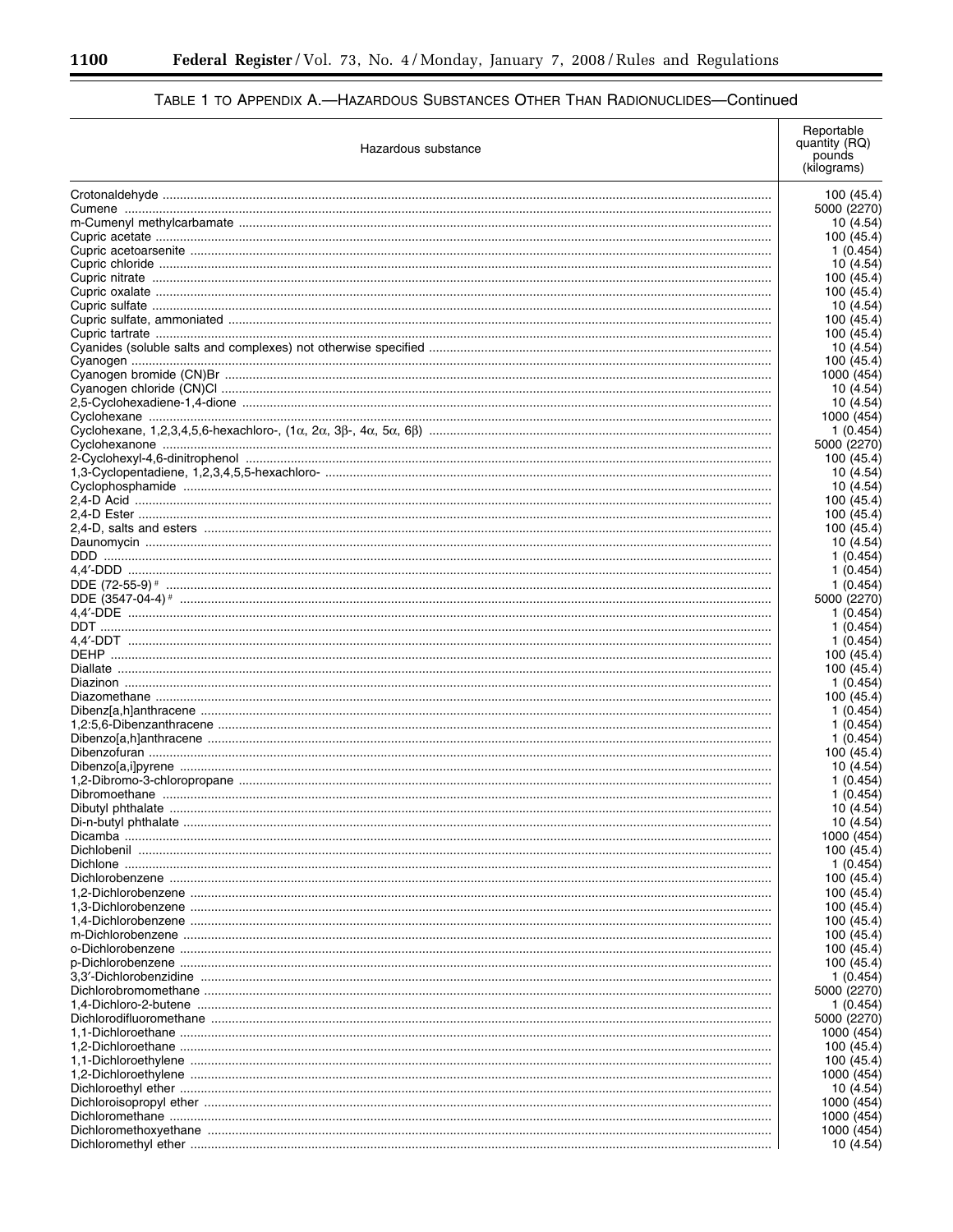## TABLE 1 TO APPENDIX A.—HAZARDOUS SUBSTANCES OTHER THAN RADIONUCLIDES—Continued

| Hazardous substance | Reportable quantity (RQ) pounds (kilograms) |
|---|---|
| Crotonaldehyde | 100 (45.4) |
| Cumene | 5000 (2270) |
| m-Cumenyl methylcarbamate | 10 (4.54) |
| Cupric acetate | 100 (45.4) |
| Cupric acetoarsenite | 1 (0.454) |
| Cupric chloride | 10 (4.54) |
| Cupric nitrate | 100 (45.4) |
| Cupric oxalate | 100 (45.4) |
| Cupric sulfate | 10 (4.54) |
| Cupric sulfate, ammoniated | 100 (45.4) |
| Cupric tartrate | 100 (45.4) |
| Cyanides (soluble salts and complexes) not otherwise specified | 10 (4.54) |
| Cyanogen | 100 (45.4) |
| Cyanogen bromide (CN)Br | 1000 (454) |
| Cyanogen chloride (CN)Cl | 10 (4.54) |
| 2,5-Cyclohexadiene-1,4-dione | 10 (4.54) |
| Cyclohexane | 1000 (454) |
| Cyclohexane, 1,2,3,4,5,6-hexachloro-, (1α, 2α, 3β-, 4α, 5α, 6β) | 1 (0.454) |
| Cyclohexanone | 5000 (2270) |
| 2-Cyclohexyl-4,6-dinitrophenol | 100 (45.4) |
| 1,3-Cyclopentadiene, 1,2,3,4,5,5-hexachloro- | 10 (4.54) |
| Cyclophosphamide | 10 (4.54) |
| 2,4-D Acid | 100 (45.4) |
| 2,4-D Ester | 100 (45.4) |
| 2,4-D, salts and esters | 100 (45.4) |
| Daunomycin | 10 (4.54) |
| DDD | 1 (0.454) |
| 4,4′-DDD | 1 (0.454) |
| DDE (72-55-9) # | 1 (0.454) |
| DDE (3547-04-4) # | 5000 (2270) |
| 4,4′-DDE | 1 (0.454) |
| DDT | 1 (0.454) |
| 4,4′-DDT | 1 (0.454) |
| DEHP | 100 (45.4) |
| Diallate | 100 (45.4) |
| Diazinon | 1 (0.454) |
| Diazomethane | 100 (45.4) |
| Dibenz[a,h]anthracene | 1 (0.454) |
| 1,2:5,6-Dibenzanthracene | 1 (0.454) |
| Dibenzo[a,h]anthracene | 1 (0.454) |
| Dibenzofuran | 100 (45.4) |
| Dibenzo[a,i]pyrene | 10 (4.54) |
| 1,2-Dibromo-3-chloropropane | 1 (0.454) |
| Dibromoethane | 1 (0.454) |
| Dibutyl phthalate | 10 (4.54) |
| Di-n-butyl phthalate | 10 (4.54) |
| Dicamba | 1000 (454) |
| Dichlobenil | 100 (45.4) |
| Dichlone | 1 (0.454) |
| Dichlorobenzene | 100 (45.4) |
| 1,2-Dichlorobenzene | 100 (45.4) |
| 1,3-Dichlorobenzene | 100 (45.4) |
| 1,4-Dichlorobenzene | 100 (45.4) |
| m-Dichlorobenzene | 100 (45.4) |
| o-Dichlorobenzene | 100 (45.4) |
| p-Dichlorobenzene | 100 (45.4) |
| 3,3′-Dichlorobenzidine | 1 (0.454) |
| Dichlorobromomethane | 5000 (2270) |
| 1,4-Dichloro-2-butene | 1 (0.454) |
| Dichlorodifluoromethane | 5000 (2270) |
| 1,1-Dichloroethane | 1000 (454) |
| 1,2-Dichloroethane | 100 (45.4) |
| 1,1-Dichloroethylene | 100 (45.4) |
| 1,2-Dichloroethylene | 1000 (454) |
| Dichloroethyl ether | 10 (4.54) |
| Dichloroisopropyl ether | 1000 (454) |
| Dichloromethane | 1000 (454) |
| Dichloromethoxyethane | 1000 (454) |
| Dichloromethyl ether | 10 (4.54) |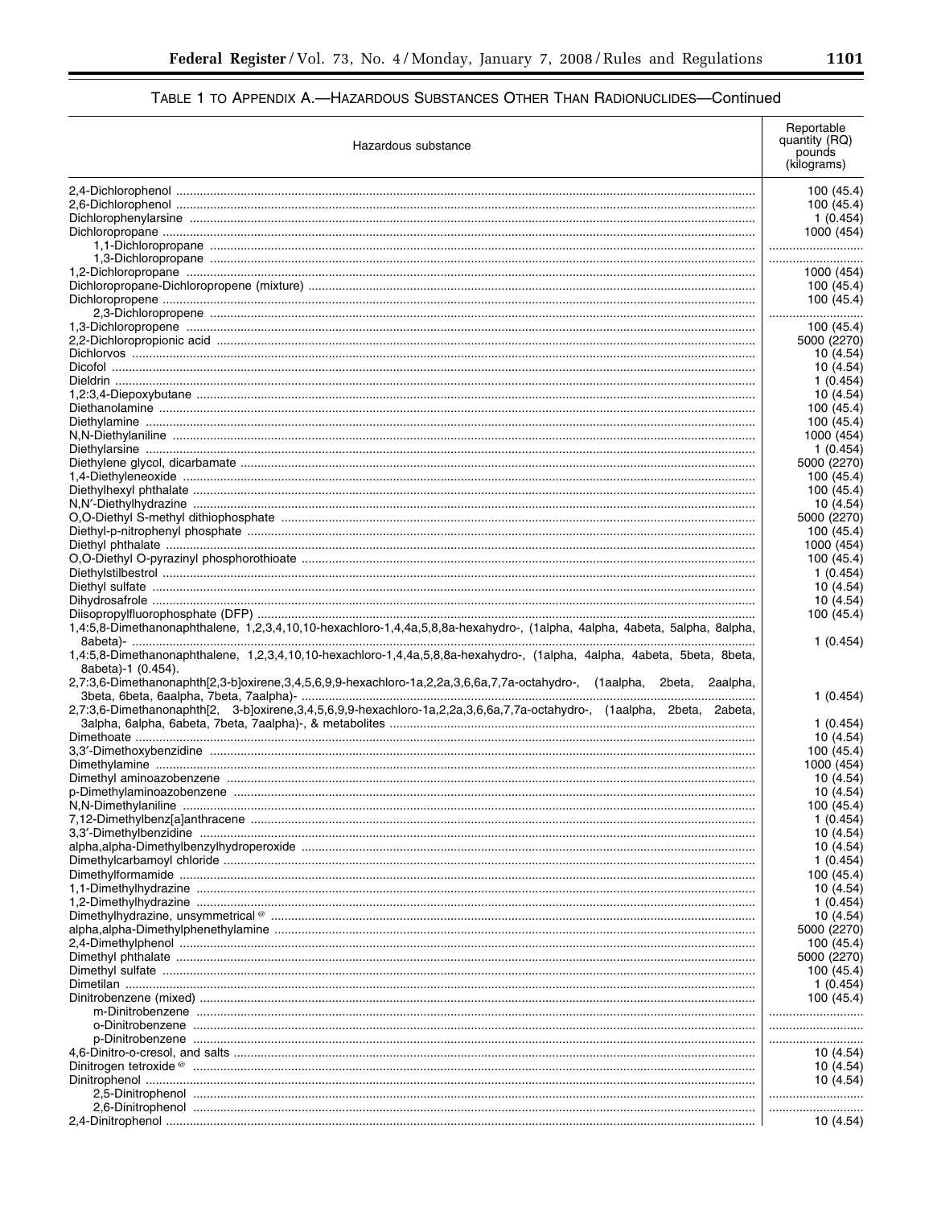TABLE 1 TO APPENDIX A.—HAZARDOUS SUBSTANCES OTHER THAN RADIONUCLIDES—Continued

| Hazardous substance | Reportable quantity (RQ) pounds (kilograms) |
|---|---|
| 2,4-Dichlorophenol | 100 (45.4) |
| 2,6-Dichlorophenol | 100 (45.4) |
| Dichlorophenylarsine | 1 (0.454) |
| Dichloropropane | 1000 (454) |
| 1,1-Dichloropropane | |
| 1,3-Dichloropropane | |
| 1,2-Dichloropropane | 1000 (454) |
| Dichloropropane-Dichloropropene (mixture) | 100 (45.4) |
| Dichloropropene | 100 (45.4) |
| 2,3-Dichloropropene | |
| 1,3-Dichloropropene | 100 (45.4) |
| 2,2-Dichloropropionic acid | 5000 (2270) |
| Dichlorvos | 10 (4.54) |
| Dicofol | 10 (4.54) |
| Dieldrin | 1 (0.454) |
| 1,2:3,4-Diepoxybutane | 10 (4.54) |
| Diethanolamine | 100 (45.4) |
| Diethylamine | 100 (45.4) |
| N,N-Diethylaniline | 1000 (454) |
| Diethylarsine | 1 (0.454) |
| Diethylene glycol, dicarbamate | 5000 (2270) |
| 1,4-Diethyleneoxide | 100 (45.4) |
| Diethylhexyl phthalate | 100 (45.4) |
| N,N′-Diethylhydrazine | 10 (4.54) |
| O,O-Diethyl S-methyl dithiophosphate | 5000 (2270) |
| Diethyl-p-nitrophenyl phosphate | 100 (45.4) |
| Diethyl phthalate | 1000 (454) |
| O,O-Diethyl O-pyrazinyl phosphorothioate | 100 (45.4) |
| Diethylstilbestrol | 1 (0.454) |
| Diethyl sulfate | 10 (4.54) |
| Dihydrosafrole | 10 (4.54) |
| Diisopropylfluorophosphate (DFP) | 100 (45.4) |
| 1,4:5,8-Dimethanonaphthalene, 1,2,3,4,10,10-hexachloro-1,4,4a,5,8,8a-hexahydro-, (1alpha, 4alpha, 4abeta, 5alpha, 8alpha, 8abeta)- | 1 (0.454) |
| 1,4:5,8-Dimethanonaphthalene, 1,2,3,4,10,10-hexachloro-1,4,4a,5,8,8a-hexahydro-, (1alpha, 4alpha, 4abeta, 5beta, 8beta, 8abeta)-1 (0.454). | |
| 2,7:3,6-Dimethanonaphth[2,3-b]oxirene,3,4,5,6,9,9-hexachloro-1a,2,2a,3,6,6a,7,7a-octahydro-, (1aalpha, 2beta, 2aalpha, 3beta, 6beta, 6aalpha, 7beta, 7aalpha)- | 1 (0.454) |
| 2,7:3,6-Dimethanonaphth[2, 3-b]oxirene,3,4,5,6,9,9-hexachloro-1a,2,2a,3,6,6a,7,7a-octahydro-, (1aalpha, 2beta, 2abeta, 3alpha, 6alpha, 6abeta, 7beta, 7aalpha)-, & metabolites | 1 (0.454) |
| Dimethoate | 10 (4.54) |
| 3,3′-Dimethoxybenzidine | 100 (45.4) |
| Dimethylamine | 1000 (454) |
| Dimethyl aminoazobenzene | 10 (4.54) |
| p-Dimethylaminoazobenzene | 10 (4.54) |
| N,N-Dimethylaniline | 100 (45.4) |
| 7,12-Dimethylbenz[a]anthracene | 1 (0.454) |
| 3,3′-Dimethylbenzidine | 10 (4.54) |
| alpha,alpha-Dimethylbenzylhydroperoxide | 10 (4.54) |
| Dimethylcarbamoyl chloride | 1 (0.454) |
| Dimethylformamide | 100 (45.4) |
| 1,1-Dimethylhydrazine | 10 (4.54) |
| 1,2-Dimethylhydrazine | 1 (0.454) |
| Dimethylhydrazine, unsymmetrical @ | 10 (4.54) |
| alpha,alpha-Dimethylphenethylamine | 5000 (2270) |
| 2,4-Dimethylphenol | 100 (45.4) |
| Dimethyl phthalate | 5000 (2270) |
| Dimethyl sulfate | 100 (45.4) |
| Dimetilan | 1 (0.454) |
| Dinitrobenzene (mixed) | 100 (45.4) |
| m-Dinitrobenzene | |
| o-Dinitrobenzene | |
| p-Dinitrobenzene | |
| 4,6-Dinitro-o-cresol, and salts | 10 (4.54) |
| Dinitrogen tetroxide @ | 10 (4.54) |
| Dinitrophenol | 10 (4.54) |
| 2,5-Dinitrophenol | |
| 2,6-Dinitrophenol | |
| 2,4-Dinitrophenol | 10 (4.54) |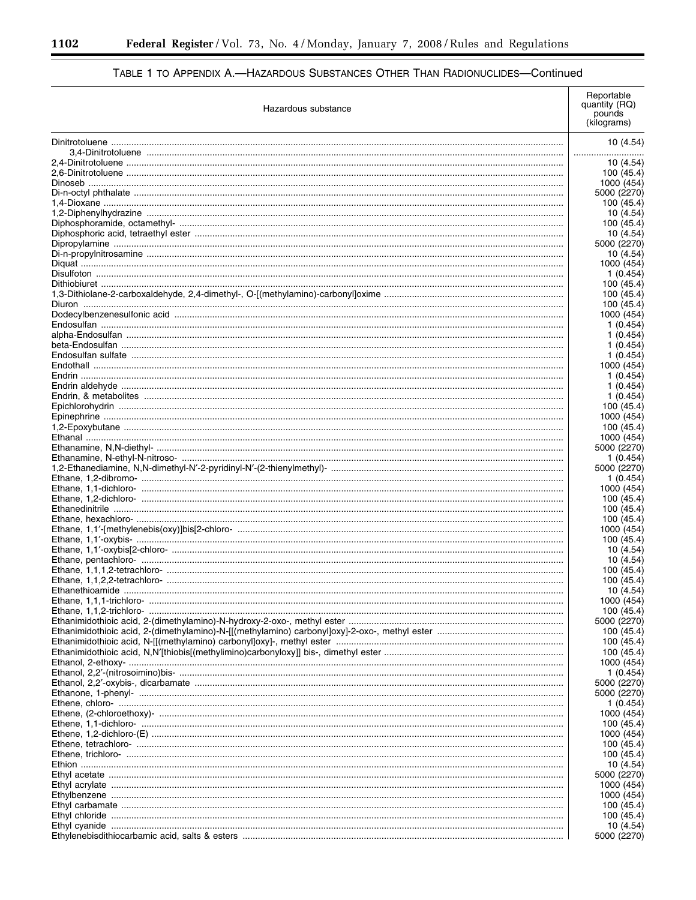TABLE 1 TO APPENDIX A.—HAZARDOUS SUBSTANCES OTHER THAN RADIONUCLIDES—Continued

| Hazardous substance | Reportable quantity (RQ) pounds (kilograms) |
|---|---|
| Dinitrotoluene | 10 (4.54) |
| 3,4-Dinitrotoluene | |
| 2,4-Dinitrotoluene | 10 (4.54) |
| 2,6-Dinitrotoluene | 100 (45.4) |
| Dinoseb | 1000 (454) |
| Di-n-octyl phthalate | 5000 (2270) |
| 1,4-Dioxane | 100 (45.4) |
| 1,2-Diphenylhydrazine | 10 (4.54) |
| Diphosphoramide, octamethyl- | 100 (45.4) |
| Diphosphoric acid, tetraethyl ester | 10 (4.54) |
| Dipropylamine | 5000 (2270) |
| Di-n-propylnitrosamine | 10 (4.54) |
| Diquat | 1000 (454) |
| Disulfoton | 1 (0.454) |
| Dithiobiuret | 100 (45.4) |
| 1,3-Dithiolane-2-carboxaldehyde, 2,4-dimethyl-, O-[(methylamino)-carbonyl]oxime | 100 (45.4) |
| Diuron | 100 (45.4) |
| Dodecylbenzenesulfonic acid | 1000 (454) |
| Endosulfan | 1 (0.454) |
| alpha-Endosulfan | 1 (0.454) |
| beta-Endosulfan | 1 (0.454) |
| Endosulfan sulfate | 1 (0.454) |
| Endothall | 1000 (454) |
| Endrin | 1 (0.454) |
| Endrin aldehyde | 1 (0.454) |
| Endrin, & metabolites | 1 (0.454) |
| Epichlorohydrin | 100 (45.4) |
| Epinephrine | 1000 (454) |
| 1,2-Epoxybutane | 100 (45.4) |
| Ethanal | 1000 (454) |
| Ethanamine, N,N-diethyl- | 5000 (2270) |
| Ethanamine, N-ethyl-N-nitroso- | 1 (0.454) |
| 1,2-Ethanediamine, N,N-dimethyl-N′-2-pyridinyl-N′-(2-thienylmethyl)- | 5000 (2270) |
| Ethane, 1,2-dibromo- | 1 (0.454) |
| Ethane, 1,1-dichloro- | 1000 (454) |
| Ethane, 1,2-dichloro- | 100 (45.4) |
| Ethanedinitrile | 100 (45.4) |
| Ethane, hexachloro- | 100 (45.4) |
| Ethane, 1,1′-[methylenebis(oxy)]bis[2-chloro- | 1000 (454) |
| Ethane, 1,1′-oxybis- | 100 (45.4) |
| Ethane, 1,1′-oxybis[2-chloro- | 10 (4.54) |
| Ethane, pentachloro- | 10 (4.54) |
| Ethane, 1,1,1,2-tetrachloro- | 100 (45.4) |
| Ethane, 1,1,2,2-tetrachloro- | 100 (45.4) |
| Ethanethioamide | 10 (4.54) |
| Ethane, 1,1,1-trichloro- | 1000 (454) |
| Ethane, 1,1,2-trichloro- | 100 (45.4) |
| Ethanimidothioic acid, 2-(dimethylamino)-N-hydroxy-2-oxo-, methyl ester | 5000 (2270) |
| Ethanimidothioic acid, 2-(dimethylamino)-N-[[(methylamino) carbonyl]oxy]-2-oxo-, methyl ester | 100 (45.4) |
| Ethanimidothioic acid, N-[[(methylamino) carbonyl]oxy]-, methyl ester | 100 (45.4) |
| Ethanimidothioic acid, N,N′[thiobis[(methylimino)carbonyloxy]] bis-, dimethyl ester | 100 (45.4) |
| Ethanol, 2-ethoxy- | 1000 (454) |
| Ethanol, 2,2′-(nitrosoimino)bis- | 1 (0.454) |
| Ethanol, 2,2′-oxybis-, dicarbamate | 5000 (2270) |
| Ethanone, 1-phenyl- | 5000 (2270) |
| Ethene, chloro- | 1 (0.454) |
| Ethene, (2-chloroethoxy)- | 1000 (454) |
| Ethene, 1,1-dichloro- | 100 (45.4) |
| Ethene, 1,2-dichloro-(E) | 1000 (454) |
| Ethene, tetrachloro- | 100 (45.4) |
| Ethene, trichloro- | 100 (45.4) |
| Ethion | 10 (4.54) |
| Ethyl acetate | 5000 (2270) |
| Ethyl acrylate | 1000 (454) |
| Ethylbenzene | 1000 (454) |
| Ethyl carbamate | 100 (45.4) |
| Ethyl chloride | 100 (45.4) |
| Ethyl cyanide | 10 (4.54) |
| Ethylenebisdithiocarbamic acid, salts & esters | 5000 (2270) |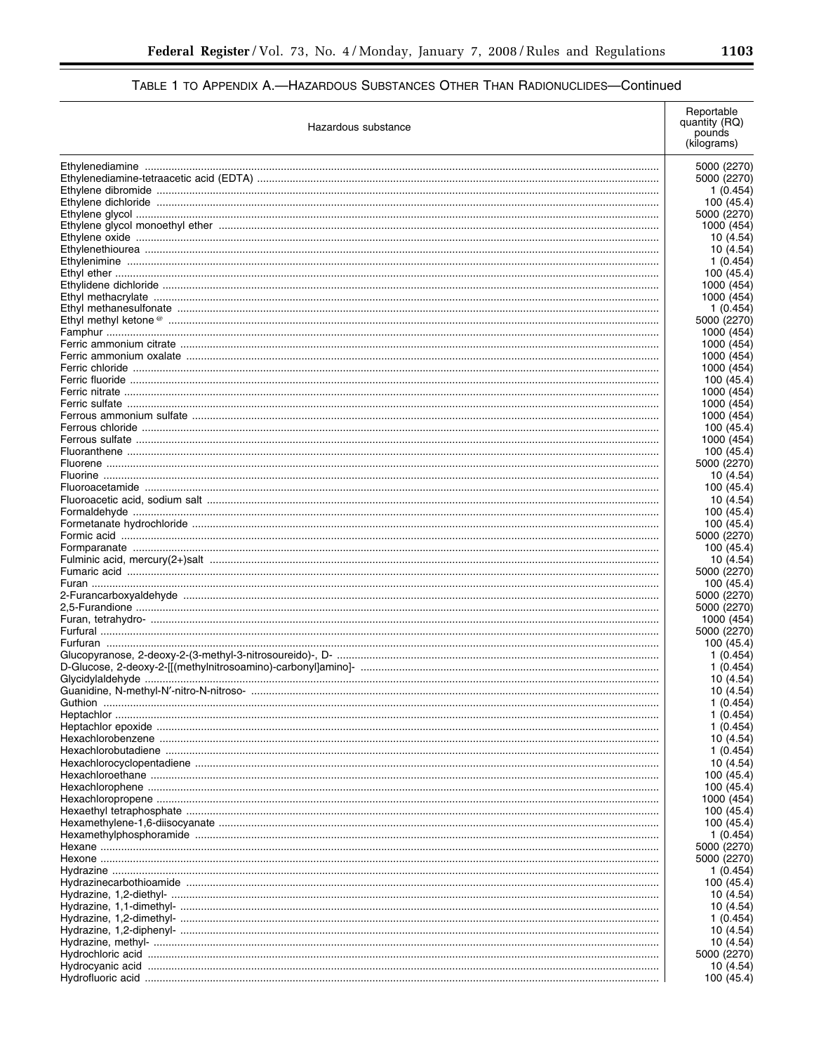TABLE 1 TO APPENDIX A.—HAZARDOUS SUBSTANCES OTHER THAN RADIONUCLIDES—Continued

| Hazardous substance | Reportable quantity (RQ) pounds (kilograms) |
|---|---|
| Ethylenediamine | 5000 (2270) |
| Ethylenediamine-tetraacetic acid (EDTA) | 5000 (2270) |
| Ethylene dibromide | 1 (0.454) |
| Ethylene dichloride | 100 (45.4) |
| Ethylene glycol | 5000 (2270) |
| Ethylene glycol monoethyl ether | 1000 (454) |
| Ethylene oxide | 10 (4.54) |
| Ethylenethiourea | 10 (4.54) |
| Ethylenimine | 1 (0.454) |
| Ethyl ether | 100 (45.4) |
| Ethylidene dichloride | 1000 (454) |
| Ethyl methacrylate | 1000 (454) |
| Ethyl methanesulfonate | 1 (0.454) |
| Ethyl methyl ketone [@] | 5000 (2270) |
| Famphur | 1000 (454) |
| Ferric ammonium citrate | 1000 (454) |
| Ferric ammonium oxalate | 1000 (454) |
| Ferric chloride | 1000 (454) |
| Ferric fluoride | 100 (45.4) |
| Ferric nitrate | 1000 (454) |
| Ferric sulfate | 1000 (454) |
| Ferrous ammonium sulfate | 1000 (454) |
| Ferrous chloride | 100 (45.4) |
| Ferrous sulfate | 1000 (454) |
| Fluoranthene | 100 (45.4) |
| Fluorene | 5000 (2270) |
| Fluorine | 10 (4.54) |
| Fluoroacetamide | 100 (45.4) |
| Fluoroacetic acid, sodium salt | 10 (4.54) |
| Formaldehyde | 100 (45.4) |
| Formetanate hydrochloride | 100 (45.4) |
| Formic acid | 5000 (2270) |
| Formparanate | 100 (45.4) |
| Fulminic acid, mercury(2+)salt | 10 (4.54) |
| Fumaric acid | 5000 (2270) |
| Furan | 100 (45.4) |
| 2-Furancarboxyaldehyde | 5000 (2270) |
| 2,5-Furandione | 5000 (2270) |
| Furan, tetrahydro- | 1000 (454) |
| Furfural | 5000 (2270) |
| Furfuran | 100 (45.4) |
| Glucopyranose, 2-deoxy-2-(3-methyl-3-nitrosoureido)-, D- | 1 (0.454) |
| D-Glucose, 2-deoxy-2-[[(methylnitrosoamino)-carbonyl]amino]- | 1 (0.454) |
| Glycidylaldehyde | 10 (4.54) |
| Guanidine, N-methyl-N′-nitro-N-nitroso- | 10 (4.54) |
| Guthion | 1 (0.454) |
| Heptachlor | 1 (0.454) |
| Heptachlor epoxide | 1 (0.454) |
| Hexachlorobenzene | 10 (4.54) |
| Hexachlorobutadiene | 1 (0.454) |
| Hexachlorocyclopentadiene | 10 (4.54) |
| Hexachloroethane | 100 (45.4) |
| Hexachlorophene | 100 (45.4) |
| Hexachloropropene | 1000 (454) |
| Hexaethyl tetraphosphate | 100 (45.4) |
| Hexamethylene-1,6-diisocyanate | 100 (45.4) |
| Hexamethylphosphoramide | 1 (0.454) |
| Hexane | 5000 (2270) |
| Hexone | 5000 (2270) |
| Hydrazine | 1 (0.454) |
| Hydrazinecarbothioamide | 100 (45.4) |
| Hydrazine, 1,2-diethyl- | 10 (4.54) |
| Hydrazine, 1,1-dimethyl- | 10 (4.54) |
| Hydrazine, 1,2-dimethyl- | 1 (0.454) |
| Hydrazine, 1,2-diphenyl- | 10 (4.54) |
| Hydrazine, methyl- | 10 (4.54) |
| Hydrochloric acid | 5000 (2270) |
| Hydrocyanic acid | 10 (4.54) |
| Hydrofluoric acid | 100 (45.4) |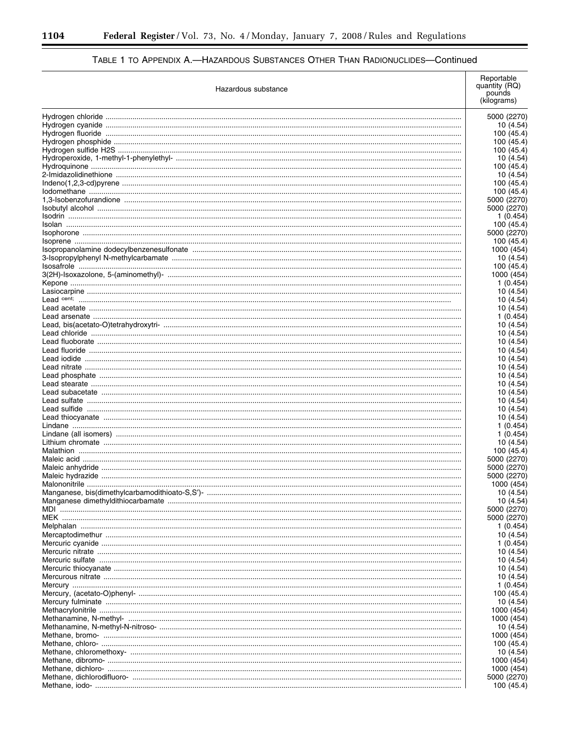TABLE 1 TO APPENDIX A.—HAZARDOUS SUBSTANCES OTHER THAN RADIONUCLIDES—Continued

| Hazardous substance | Reportable quantity (RQ) pounds (kilograms) |
|---|---|
| Hydrogen chloride | 5000 (2270) |
| Hydrogen cyanide | 10 (4.54) |
| Hydrogen fluoride | 100 (45.4) |
| Hydrogen phosphide | 100 (45.4) |
| Hydrogen sulfide H2S | 100 (45.4) |
| Hydroperoxide, 1-methyl-1-phenylethyl- | 10 (4.54) |
| Hydroquinone | 100 (45.4) |
| 2-Imidazolidinethione | 10 (4.54) |
| Indeno(1,2,3-cd)pyrene | 100 (45.4) |
| Iodomethane | 100 (45.4) |
| 1,3-Isobenzofurandione | 5000 (2270) |
| Isobutyl alcohol | 5000 (2270) |
| Isodrin | 1 (0.454) |
| Isolan | 100 (45.4) |
| Isophorone | 5000 (2270) |
| Isoprene | 100 (45.4) |
| Isopropanolamine dodecylbenzenesulfonate | 1000 (454) |
| 3-Isopropylphenyl N-methylcarbamate | 10 (4.54) |
| Isosafrole | 100 (45.4) |
| 3(2H)-Isoxazolone, 5-(aminomethyl)- | 1000 (454) |
| Kepone | 1 (0.454) |
| Lasiocarpine | 10 (4.54) |
| Lead cent; | 10 (4.54) |
| Lead acetate | 10 (4.54) |
| Lead arsenate | 1 (0.454) |
| Lead, bis(acetato-O)tetrahydroxytri- | 10 (4.54) |
| Lead chloride | 10 (4.54) |
| Lead fluoborate | 10 (4.54) |
| Lead fluoride | 10 (4.54) |
| Lead iodide | 10 (4.54) |
| Lead nitrate | 10 (4.54) |
| Lead phosphate | 10 (4.54) |
| Lead stearate | 10 (4.54) |
| Lead subacetate | 10 (4.54) |
| Lead sulfate | 10 (4.54) |
| Lead sulfide | 10 (4.54) |
| Lead thiocyanate | 10 (4.54) |
| Lindane | 1 (0.454) |
| Lindane (all isomers) | 1 (0.454) |
| Lithium chromate | 10 (4.54) |
| Malathion | 100 (45.4) |
| Maleic acid | 5000 (2270) |
| Maleic anhydride | 5000 (2270) |
| Maleic hydrazide | 5000 (2270) |
| Malononitrile | 1000 (454) |
| Manganese, bis(dimethylcarbamodithioato-S,S′)- | 10 (4.54) |
| Manganese dimethyldithiocarbamate | 10 (4.54) |
| MDI | 5000 (2270) |
| MEK | 5000 (2270) |
| Melphalan | 1 (0.454) |
| Mercaptodimethur | 10 (4.54) |
| Mercuric cyanide | 1 (0.454) |
| Mercuric nitrate | 10 (4.54) |
| Mercuric sulfate | 10 (4.54) |
| Mercuric thiocyanate | 10 (4.54) |
| Mercurous nitrate | 10 (4.54) |
| Mercury | 1 (0.454) |
| Mercury, (acetato-O)phenyl- | 100 (45.4) |
| Mercury fulminate | 10 (4.54) |
| Methacrylonitrile | 1000 (454) |
| Methanamine, N-methyl- | 1000 (454) |
| Methanamine, N-methyl-N-nitroso- | 10 (4.54) |
| Methane, bromo- | 1000 (454) |
| Methane, chloro- | 100 (45.4) |
| Methane, chloromethoxy- | 10 (4.54) |
| Methane, dibromo- | 1000 (454) |
| Methane, dichloro- | 1000 (454) |
| Methane, dichlorodifluoro- | 5000 (2270) |
| Methane, iodo- | 100 (45.4) |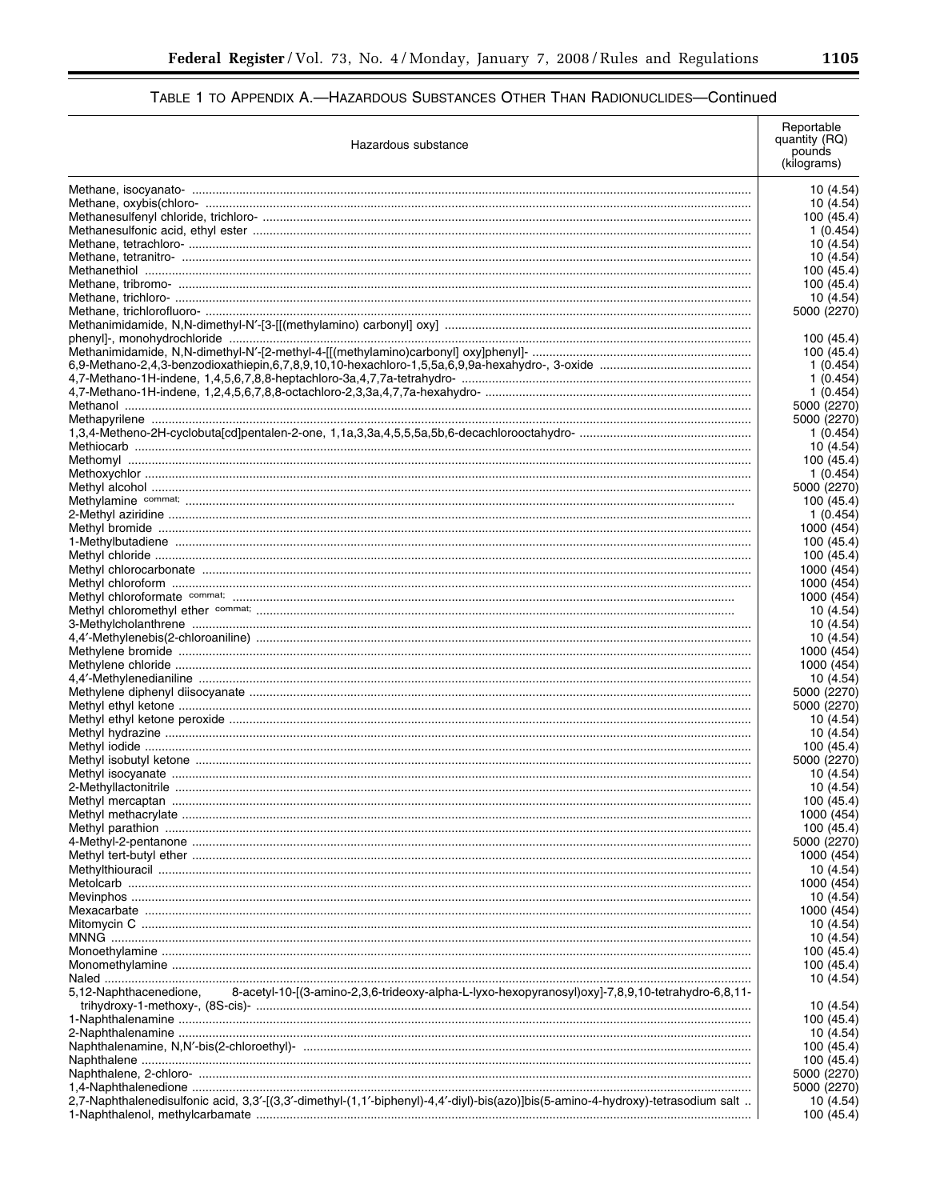## TABLE 1 TO APPENDIX A.—HAZARDOUS SUBSTANCES OTHER THAN RADIONUCLIDES—Continued

| Hazardous substance | Reportable quantity (RQ) pounds (kilograms) |
|---|---|
| Methane, isocyanato- | 10 (4.54) |
| Methane, oxybis(chloro- | 10 (4.54) |
| Methanesulfenyl chloride, trichloro- | 100 (45.4) |
| Methanesulfonic acid, ethyl ester | 1 (0.454) |
| Methane, tetrachloro- | 10 (4.54) |
| Methane, tetranitro- | 10 (4.54) |
| Methanethiol | 100 (45.4) |
| Methane, tribromo- | 100 (45.4) |
| Methane, trichloro- | 10 (4.54) |
| Methane, trichlorofluoro- | 5000 (2270) |
| Methanimidamide, N,N-dimethyl-N′-[3-[[(methylamino) carbonyl] oxy] phenyl]-, monohydrochloride | 100 (45.4) |
| Methanimidamide, N,N-dimethyl-N′-[2-methyl-4-[[(methylamino)carbonyl] oxy]phenyl]- | 100 (45.4) |
| 6,9-Methano-2,4,3-benzodioxathiepin,6,7,8,9,10,10-hexachloro-1,5,5a,6,9,9a-hexahydro-, 3-oxide | 1 (0.454) |
| 4,7-Methano-1H-indene, 1,4,5,6,7,8,8-heptachloro-3a,4,7,7a-tetrahydro- | 1 (0.454) |
| 4,7-Methano-1H-indene, 1,2,4,5,6,7,8,8-octachloro-2,3,3a,4,7,7a-hexahydro- | 1 (0.454) |
| Methanol | 5000 (2270) |
| Methapyrilene | 5000 (2270) |
| 1,3,4-Metheno-2H-cyclobuta[cd]pentalen-2-one, 1,1a,3,3a,4,5,5,5a,5b,6-decachlorooctahydro- | 1 (0.454) |
| Methiocarb | 10 (4.54) |
| Methomyl | 100 (45.4) |
| Methoxychlor | 1 (0.454) |
| Methyl alcohol | 5000 (2270) |
| Methylamine commat; | 100 (45.4) |
| 2-Methyl aziridine | 1 (0.454) |
| Methyl bromide | 1000 (454) |
| 1-Methylbutadiene | 100 (45.4) |
| Methyl chloride | 100 (45.4) |
| Methyl chlorocarbonate | 1000 (454) |
| Methyl chloroform | 1000 (454) |
| Methyl chloroformate commat; | 1000 (454) |
| Methyl chloromethyl ether commat; | 10 (4.54) |
| 3-Methylcholanthrene | 10 (4.54) |
| 4,4′-Methylenebis(2-chloroaniline) | 10 (4.54) |
| Methylene bromide | 1000 (454) |
| Methylene chloride | 1000 (454) |
| 4,4′-Methylenedianiline | 10 (4.54) |
| Methylene diphenyl diisocyanate | 5000 (2270) |
| Methyl ethyl ketone | 5000 (2270) |
| Methyl ethyl ketone peroxide | 10 (4.54) |
| Methyl hydrazine | 10 (4.54) |
| Methyl iodide | 100 (45.4) |
| Methyl isobutyl ketone | 5000 (2270) |
| Methyl isocyanate | 10 (4.54) |
| 2-Methyllactonitrile | 10 (4.54) |
| Methyl mercaptan | 100 (45.4) |
| Methyl methacrylate | 1000 (454) |
| Methyl parathion | 100 (45.4) |
| 4-Methyl-2-pentanone | 5000 (2270) |
| Methyl tert-butyl ether | 1000 (454) |
| Methylthiouracil | 10 (4.54) |
| Metolcarb | 1000 (454) |
| Mevinphos | 10 (4.54) |
| Mexacarbate | 1000 (454) |
| Mitomycin C | 10 (4.54) |
| MNNG | 10 (4.54) |
| Monoethylamine | 100 (45.4) |
| Monomethylamine | 100 (45.4) |
| Naled | 10 (4.54) |
| 5,12-Naphthacenedione, 8-acetyl-10-[(3-amino-2,3,6-trideoxy-alpha-L-lyxo-hexopyranosyl)oxy]-7,8,9,10-tetrahydro-6,8,11-trihydroxy-1-methoxy-, (8S-cis)- | 10 (4.54) |
| 1-Naphthalenamine | 100 (45.4) |
| 2-Naphthalenamine | 10 (4.54) |
| Naphthalenamine, N,N′-bis(2-chloroethyl)- | 100 (45.4) |
| Naphthalene | 100 (45.4) |
| Naphthalene, 2-chloro- | 5000 (2270) |
| 1,4-Naphthalenedione | 5000 (2270) |
| 2,7-Naphthalenedisulfonic acid, 3,3′-[(3,3′-dimethyl-(1,1′-biphenyl)-4,4′-diyl)-bis(azo)]bis(5-amino-4-hydroxy)-tetrasodium salt | 10 (4.54) |
| 1-Naphthalenol, methylcarbamate | 100 (45.4) |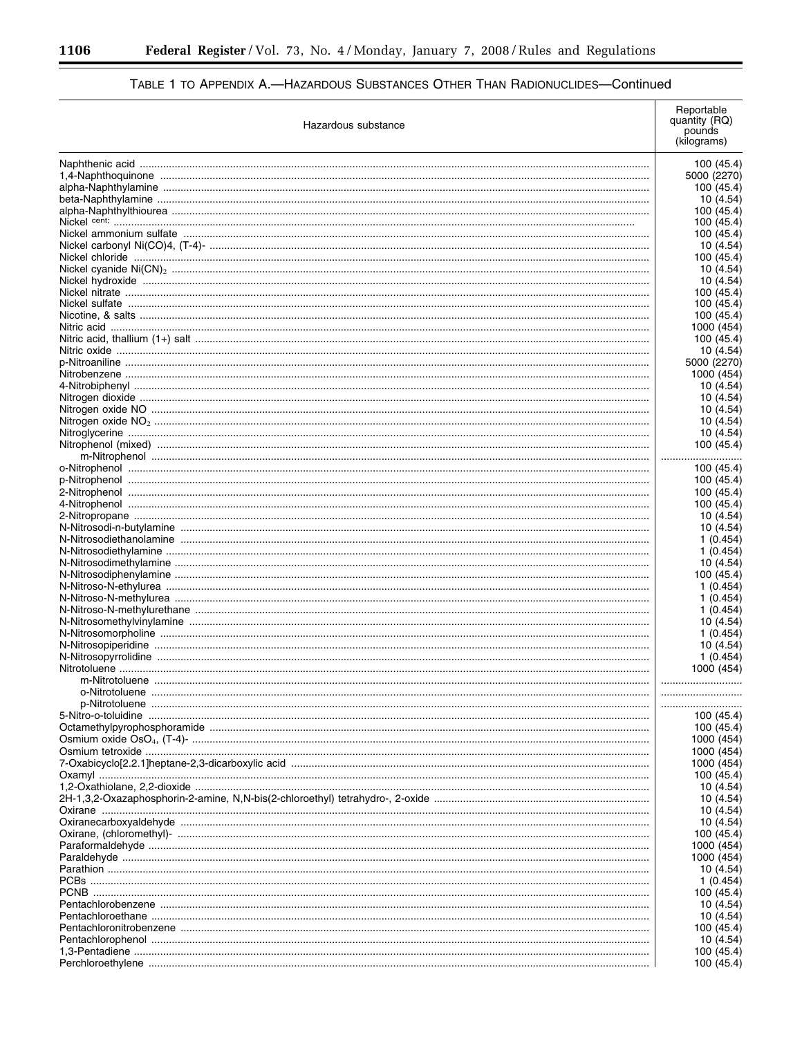## TABLE 1 TO APPENDIX A.—HAZARDOUS SUBSTANCES OTHER THAN RADIONUCLIDES—Continued

| Hazardous substance | Reportable quantity (RQ) pounds (kilograms) |
|---|---|
| Naphthenic acid | 100 (45.4) |
| 1,4-Naphthoquinone | 5000 (2270) |
| alpha-Naphthylamine | 100 (45.4) |
| beta-Naphthylamine | 10 (4.54) |
| alpha-Naphthylthiourea | 100 (45.4) |
| Nickel [cent;] | 100 (45.4) |
| Nickel ammonium sulfate | 100 (45.4) |
| Nickel carbonyl Ni(CO)4, (T-4)- | 10 (4.54) |
| Nickel chloride | 100 (45.4) |
| Nickel cyanide $Ni(CN)_2$ | 10 (4.54) |
| Nickel hydroxide | 10 (4.54) |
| Nickel nitrate | 100 (45.4) |
| Nickel sulfate | 100 (45.4) |
| Nicotine, & salts | 100 (45.4) |
| Nitric acid | 1000 (454) |
| Nitric acid, thallium (1+) salt | 100 (45.4) |
| Nitric oxide | 10 (4.54) |
| p-Nitroaniline | 5000 (2270) |
| Nitrobenzene | 1000 (454) |
| 4-Nitrobiphenyl | 10 (4.54) |
| Nitrogen dioxide | 10 (4.54) |
| Nitrogen oxide NO | 10 (4.54) |
| Nitrogen oxide $NO_2$ | 10 (4.54) |
| Nitroglycerine | 10 (4.54) |
| Nitrophenol (mixed) | 100 (45.4) |
| m-Nitrophenol | ........................ |
| o-Nitrophenol | 100 (45.4) |
| p-Nitrophenol | 100 (45.4) |
| 2-Nitrophenol | 100 (45.4) |
| 4-Nitrophenol | 100 (45.4) |
| 2-Nitropropane | 10 (4.54) |
| N-Nitrosodi-n-butylamine | 10 (4.54) |
| N-Nitrosodiethanolamine | 1 (0.454) |
| N-Nitrosodiethylamine | 1 (0.454) |
| N-Nitrosodimethylamine | 10 (4.54) |
| N-Nitrosodiphenylamine | 100 (45.4) |
| N-Nitroso-N-ethylurea | 1 (0.454) |
| N-Nitroso-N-methylurea | 1 (0.454) |
| N-Nitroso-N-methylurethane | 1 (0.454) |
| N-Nitrosomethylvinylamine | 10 (4.54) |
| N-Nitrosomorpholine | 1 (0.454) |
| N-Nitrosopiperidine | 10 (4.54) |
| N-Nitrosopyrrolidine | 1 (0.454) |
| Nitrotoluene | 1000 (454) |
| m-Nitrotoluene | ........................ |
| o-Nitrotoluene | ........................ |
| p-Nitrotoluene | ........................ |
| 5-Nitro-o-toluidine | 100 (45.4) |
| Octamethylpyrophosphoramide | 100 (45.4) |
| Osmium oxide $OsO_4$, (T-4)- | 1000 (454) |
| Osmium tetroxide | 1000 (454) |
| 7-Oxabicyclo[2.2.1]heptane-2,3-dicarboxylic acid | 1000 (454) |
| Oxamyl | 100 (45.4) |
| 1,2-Oxathiolane, 2,2-dioxide | 10 (4.54) |
| 2H-1,3,2-Oxazaphosphorin-2-amine, N,N-bis(2-chloroethyl) tetrahydro-, 2-oxide | 10 (4.54) |
| Oxirane | 10 (4.54) |
| Oxiranecarboxyaldehyde | 10 (4.54) |
| Oxirane, (chloromethyl)- | 100 (45.4) |
| Paraformaldehyde | 1000 (454) |
| Paraldehyde | 1000 (454) |
| Parathion | 10 (4.54) |
| PCBs | 1 (0.454) |
| PCNB | 100 (45.4) |
| Pentachlorobenzene | 10 (4.54) |
| Pentachloroethane | 10 (4.54) |
| Pentachloronitrobenzene | 100 (45.4) |
| Pentachlorophenol | 10 (4.54) |
| 1,3-Pentadiene | 100 (45.4) |
| Perchloroethylene | 100 (45.4) |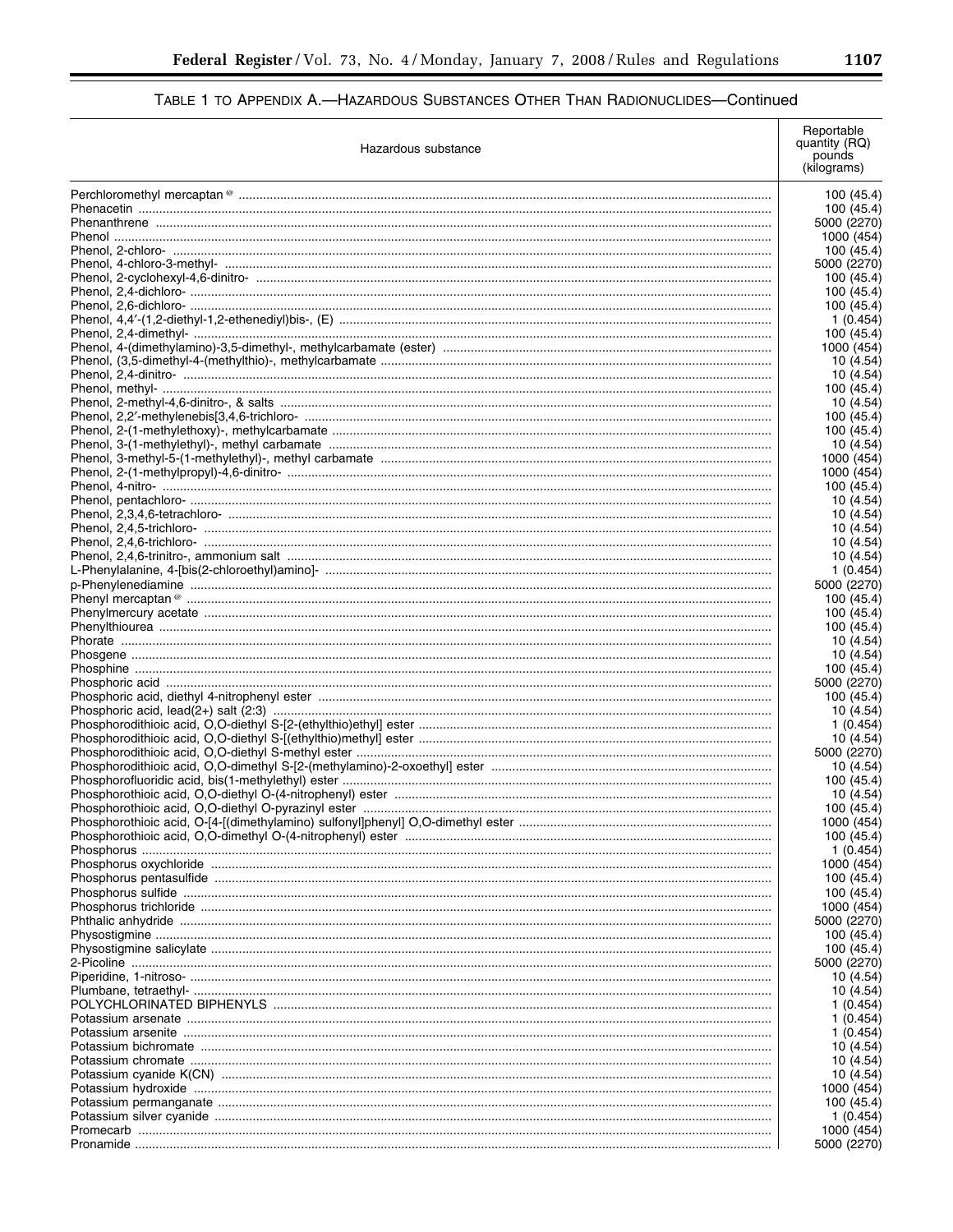TABLE 1 TO APPENDIX A.—HAZARDOUS SUBSTANCES OTHER THAN RADIONUCLIDES—Continued

| Hazardous substance | Reportable quantity (RQ) pounds (kilograms) |
| --- | --- |
| Perchloromethyl mercaptan @ | 100 (45.4) |
| Phenacetin | 100 (45.4) |
| Phenanthrene | 5000 (2270) |
| Phenol | 1000 (454) |
| Phenol, 2-chloro- | 100 (45.4) |
| Phenol, 4-chloro-3-methyl- | 5000 (2270) |
| Phenol, 2-cyclohexyl-4,6-dinitro- | 100 (45.4) |
| Phenol, 2,4-dichloro- | 100 (45.4) |
| Phenol, 2,6-dichloro- | 100 (45.4) |
| Phenol, 4,4′-(1,2-diethyl-1,2-ethenediyl)bis-, (E) | 1 (0.454) |
| Phenol, 2,4-dimethyl- | 100 (45.4) |
| Phenol, 4-(dimethylamino)-3,5-dimethyl-, methylcarbamate (ester) | 1000 (454) |
| Phenol, (3,5-dimethyl-4-(methylthio)-, methylcarbamate | 10 (4.54) |
| Phenol, 2,4-dinitro- | 10 (4.54) |
| Phenol, methyl- | 100 (45.4) |
| Phenol, 2-methyl-4,6-dinitro-, & salts | 10 (4.54) |
| Phenol, 2,2′-methylenebis[3,4,6-trichloro- | 100 (45.4) |
| Phenol, 2-(1-methylethoxy)-, methylcarbamate | 100 (45.4) |
| Phenol, 3-(1-methylethyl)-, methyl carbamate | 10 (4.54) |
| Phenol, 3-methyl-5-(1-methylethyl)-, methyl carbamate | 1000 (454) |
| Phenol, 2-(1-methylpropyl)-4,6-dinitro- | 1000 (454) |
| Phenol, 4-nitro- | 100 (45.4) |
| Phenol, pentachloro- | 10 (4.54) |
| Phenol, 2,3,4,6-tetrachloro- | 10 (4.54) |
| Phenol, 2,4,5-trichloro- | 10 (4.54) |
| Phenol, 2,4,6-trichloro- | 10 (4.54) |
| Phenol, 2,4,6-trinitro-, ammonium salt | 10 (4.54) |
| L-Phenylalanine, 4-[bis(2-chloroethyl)amino]- | 1 (0.454) |
| p-Phenylenediamine | 5000 (2270) |
| Phenyl mercaptan @ | 100 (45.4) |
| Phenylmercury acetate | 100 (45.4) |
| Phenylthiourea | 100 (45.4) |
| Phorate | 10 (4.54) |
| Phosgene | 10 (4.54) |
| Phosphine | 100 (45.4) |
| Phosphoric acid | 5000 (2270) |
| Phosphoric acid, diethyl 4-nitrophenyl ester | 100 (45.4) |
| Phosphoric acid, lead(2+) salt (2:3) | 10 (4.54) |
| Phosphorodithioic acid, O,O-diethyl S-[2-(ethylthio)ethyl] ester | 1 (0.454) |
| Phosphorodithioic acid, O,O-diethyl S-[(ethylthio)methyl] ester | 10 (4.54) |
| Phosphorodithioic acid, O,O-diethyl S-methyl ester | 5000 (2270) |
| Phosphorodithioic acid, O,O-dimethyl S-[2-(methylamino)-2-oxoethyl] ester | 10 (4.54) |
| Phosphorofluoridic acid, bis(1-methylethyl) ester | 100 (45.4) |
| Phosphorothioic acid, O,O-diethyl O-(4-nitrophenyl) ester | 10 (4.54) |
| Phosphorothioic acid, O,O-diethyl O-pyrazinyl ester | 100 (45.4) |
| Phosphorothioic acid, O-[4-[(dimethylamino) sulfonyl]phenyl] O,O-dimethyl ester | 1000 (454) |
| Phosphorothioic acid, O,O-dimethyl O-(4-nitrophenyl) ester | 100 (45.4) |
| Phosphorus | 1 (0.454) |
| Phosphorus oxychloride | 1000 (454) |
| Phosphorus pentasulfide | 100 (45.4) |
| Phosphorus sulfide | 100 (45.4) |
| Phosphorus trichloride | 1000 (454) |
| Phthalic anhydride | 5000 (2270) |
| Physostigmine | 100 (45.4) |
| Physostigmine salicylate | 100 (45.4) |
| 2-Picoline | 5000 (2270) |
| Piperidine, 1-nitroso- | 10 (4.54) |
| Plumbane, tetraethyl- | 10 (4.54) |
| POLYCHLORINATED BIPHENYLS | 1 (0.454) |
| Potassium arsenate | 1 (0.454) |
| Potassium arsenite | 1 (0.454) |
| Potassium bichromate | 10 (4.54) |
| Potassium chromate | 10 (4.54) |
| Potassium cyanide K(CN) | 10 (4.54) |
| Potassium hydroxide | 1000 (454) |
| Potassium permanganate | 100 (45.4) |
| Potassium silver cyanide | 1 (0.454) |
| Promecarb | 1000 (454) |
| Pronamide | 5000 (2270) |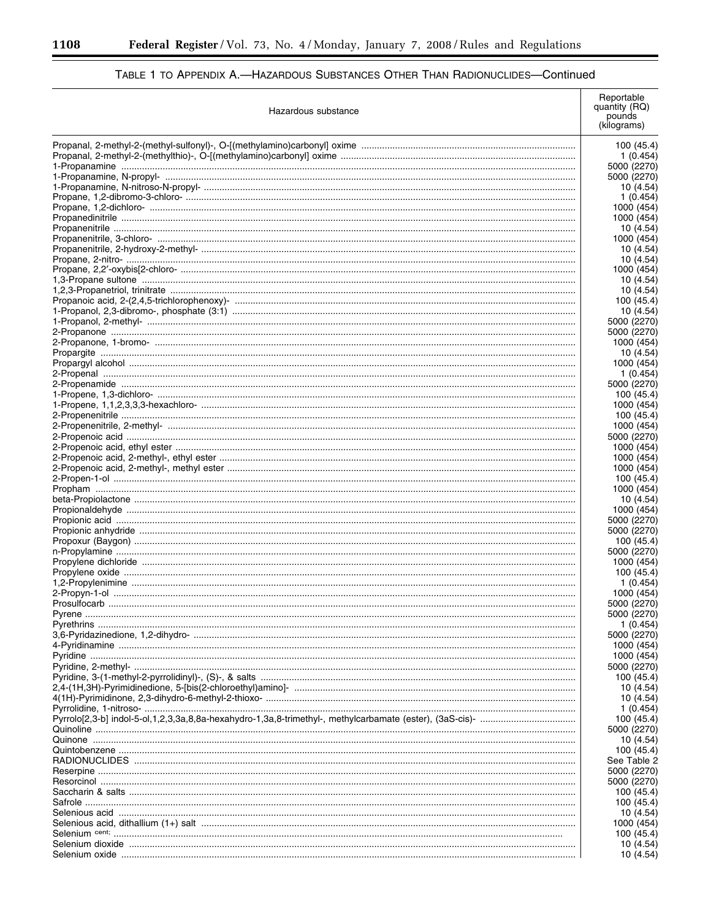TABLE 1 TO APPENDIX A.—HAZARDOUS SUBSTANCES OTHER THAN RADIONUCLIDES—Continued

| Hazardous substance | Reportable quantity (RQ) pounds (kilograms) |
|---|---|
| Propanal, 2-methyl-2-(methyl-sulfonyl)-, O-[(methylamino)carbonyl] oxime | 100 (45.4) |
| Propanal, 2-methyl-2-(methylthio)-, O-[(methylamino)carbonyl] oxime | 1 (0.454) |
| 1-Propanamine | 5000 (2270) |
| 1-Propanamine, N-propyl- | 5000 (2270) |
| 1-Propanamine, N-nitroso-N-propyl- | 10 (4.54) |
| Propane, 1,2-dibromo-3-chloro- | 1 (0.454) |
| Propane, 1,2-dichloro- | 1000 (454) |
| Propanedinitrile | 1000 (454) |
| Propanenitrile | 10 (4.54) |
| Propanenitrile, 3-chloro- | 1000 (454) |
| Propanenitrile, 2-hydroxy-2-methyl- | 10 (4.54) |
| Propane, 2-nitro- | 10 (4.54) |
| Propane, 2,2′-oxybis[2-chloro- | 1000 (454) |
| 1,3-Propane sultone | 10 (4.54) |
| 1,2,3-Propanetriol, trinitrate | 10 (4.54) |
| Propanoic acid, 2-(2,4,5-trichlorophenoxy)- | 100 (45.4) |
| 1-Propanol, 2,3-dibromo-, phosphate (3:1) | 10 (4.54) |
| 1-Propanol, 2-methyl- | 5000 (2270) |
| 2-Propanone | 5000 (2270) |
| 2-Propanone, 1-bromo- | 1000 (454) |
| Propargite | 10 (4.54) |
| Propargyl alcohol | 1000 (454) |
| 2-Propenal | 1 (0.454) |
| 2-Propenamide | 5000 (2270) |
| 1-Propene, 1,3-dichloro- | 100 (45.4) |
| 1-Propene, 1,1,2,3,3,3-hexachloro- | 1000 (454) |
| 2-Propenenitrile | 100 (45.4) |
| 2-Propenenitrile, 2-methyl- | 1000 (454) |
| 2-Propenoic acid | 5000 (2270) |
| 2-Propenoic acid, ethyl ester | 1000 (454) |
| 2-Propenoic acid, 2-methyl-, ethyl ester | 1000 (454) |
| 2-Propenoic acid, 2-methyl-, methyl ester | 1000 (454) |
| 2-Propen-1-ol | 100 (45.4) |
| Propham | 1000 (454) |
| beta-Propiolactone | 10 (4.54) |
| Propionaldehyde | 1000 (454) |
| Propionic acid | 5000 (2270) |
| Propionic anhydride | 5000 (2270) |
| Propoxur (Baygon) | 100 (45.4) |
| n-Propylamine | 5000 (2270) |
| Propylene dichloride | 1000 (454) |
| Propylene oxide | 100 (45.4) |
| 1,2-Propylenimine | 1 (0.454) |
| 2-Propyn-1-ol | 1000 (454) |
| Prosulfocarb | 5000 (2270) |
| Pyrene | 5000 (2270) |
| Pyrethrins | 1 (0.454) |
| 3,6-Pyridazinedione, 1,2-dihydro- | 5000 (2270) |
| 4-Pyridinamine | 1000 (454) |
| Pyridine | 1000 (454) |
| Pyridine, 2-methyl- | 5000 (2270) |
| Pyridine, 3-(1-methyl-2-pyrrolidinyl)-, (S)-, & salts | 100 (45.4) |
| 2,4-(1H,3H)-Pyrimidinedione, 5-[bis(2-chloroethyl)amino]- | 10 (4.54) |
| 4(1H)-Pyrimidinone, 2,3-dihydro-6-methyl-2-thioxo- | 10 (4.54) |
| Pyrrolidine, 1-nitroso- | 1 (0.454) |
| Pyrrolo[2,3-b] indol-5-ol,1,2,3,3a,8,8a-hexahydro-1,3a,8-trimethyl-, methylcarbamate (ester), (3aS-cis)- | 100 (45.4) |
| Quinoline | 5000 (2270) |
| Quinone | 10 (4.54) |
| Quintobenzene | 100 (45.4) |
| RADIONUCLIDES | See Table 2 |
| Reserpine | 5000 (2270) |
| Resorcinol | 5000 (2270) |
| Saccharin & salts | 100 (45.4) |
| Safrole | 100 (45.4) |
| Selenious acid | 10 (4.54) |
| Selenious acid, dithallium (1+) salt | 1000 (454) |
| Selenium cent; | 100 (45.4) |
| Selenium dioxide | 10 (4.54) |
| Selenium oxide | 10 (4.54) |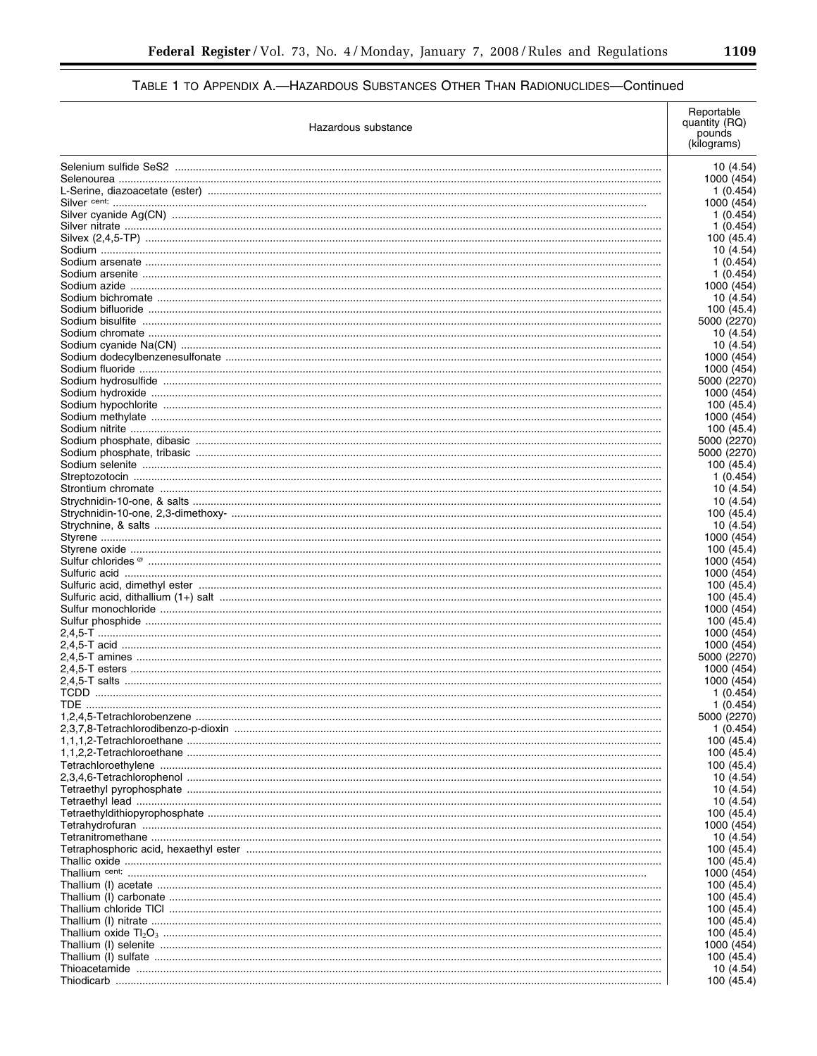# TABLE 1 TO APPENDIX A.—HAZARDOUS SUBSTANCES OTHER THAN RADIONUCLIDES—Continued

| Hazardous substance | Reportable quantity (RQ) pounds (kilograms) |
|---|---|
| Selenium sulfide SeS2 | 10 (4.54) |
| Selenourea | 1000 (454) |
| L-Serine, diazoacetate (ester) | 1 (0.454) |
| Silver [cent;] | 1000 (454) |
| Silver cyanide Ag(CN) | 1 (0.454) |
| Silver nitrate | 1 (0.454) |
| Silvex (2,4,5-TP) | 100 (45.4) |
| Sodium | 10 (4.54) |
| Sodium arsenate | 1 (0.454) |
| Sodium arsenite | 1 (0.454) |
| Sodium azide | 1000 (454) |
| Sodium bichromate | 10 (4.54) |
| Sodium bifluoride | 100 (45.4) |
| Sodium bisulfite | 5000 (2270) |
| Sodium chromate | 10 (4.54) |
| Sodium cyanide Na(CN) | 10 (4.54) |
| Sodium dodecylbenzenesulfonate | 1000 (454) |
| Sodium fluoride | 1000 (454) |
| Sodium hydrosulfide | 5000 (2270) |
| Sodium hydroxide | 1000 (454) |
| Sodium hypochlorite | 100 (45.4) |
| Sodium methylate | 1000 (454) |
| Sodium nitrite | 100 (45.4) |
| Sodium phosphate, dibasic | 5000 (2270) |
| Sodium phosphate, tribasic | 5000 (2270) |
| Sodium selenite | 100 (45.4) |
| Streptozotocin | 1 (0.454) |
| Strontium chromate | 10 (4.54) |
| Strychnidin-10-one, & salts | 10 (4.54) |
| Strychnidin-10-one, 2,3-dimethoxy- | 100 (45.4) |
| Strychnine, & salts | 10 (4.54) |
| Styrene | 1000 (454) |
| Styrene oxide | 100 (45.4) |
| Sulfur chlorides [@] | 1000 (454) |
| Sulfuric acid | 1000 (454) |
| Sulfuric acid, dimethyl ester | 100 (45.4) |
| Sulfuric acid, dithallium (1+) salt | 100 (45.4) |
| Sulfur monochloride | 1000 (454) |
| Sulfur phosphide | 100 (45.4) |
| 2,4,5-T | 1000 (454) |
| 2,4,5-T acid | 1000 (454) |
| 2,4,5-T amines | 5000 (2270) |
| 2,4,5-T esters | 1000 (454) |
| 2,4,5-T salts | 1000 (454) |
| TCDD | 1 (0.454) |
| TDE | 1 (0.454) |
| 1,2,4,5-Tetrachlorobenzene | 5000 (2270) |
| 2,3,7,8-Tetrachlorodibenzo-p-dioxin | 1 (0.454) |
| 1,1,1,2-Tetrachloroethane | 100 (45.4) |
| 1,1,2,2-Tetrachloroethane | 100 (45.4) |
| Tetrachloroethylene | 100 (45.4) |
| 2,3,4,6-Tetrachlorophenol | 10 (4.54) |
| Tetraethyl pyrophosphate | 10 (4.54) |
| Tetraethyl lead | 10 (4.54) |
| Tetraethyldithiopyrophosphate | 100 (45.4) |
| Tetrahydrofuran | 1000 (454) |
| Tetranitromethane | 10 (4.54) |
| Tetraphosphoric acid, hexaethyl ester | 100 (45.4) |
| Thallic oxide | 100 (45.4) |
| Thallium [cent;] | 1000 (454) |
| Thallium (I) acetate | 100 (45.4) |
| Thallium (I) carbonate | 100 (45.4) |
| Thallium chloride TlCl | 100 (45.4) |
| Thallium (I) nitrate | 100 (45.4) |
| Thallium oxide $Tl_2O_3$ | 100 (45.4) |
| Thallium (I) selenite | 1000 (454) |
| Thallium (I) sulfate | 100 (45.4) |
| Thioacetamide | 10 (4.54) |
| Thiodicarb | 100 (45.4) |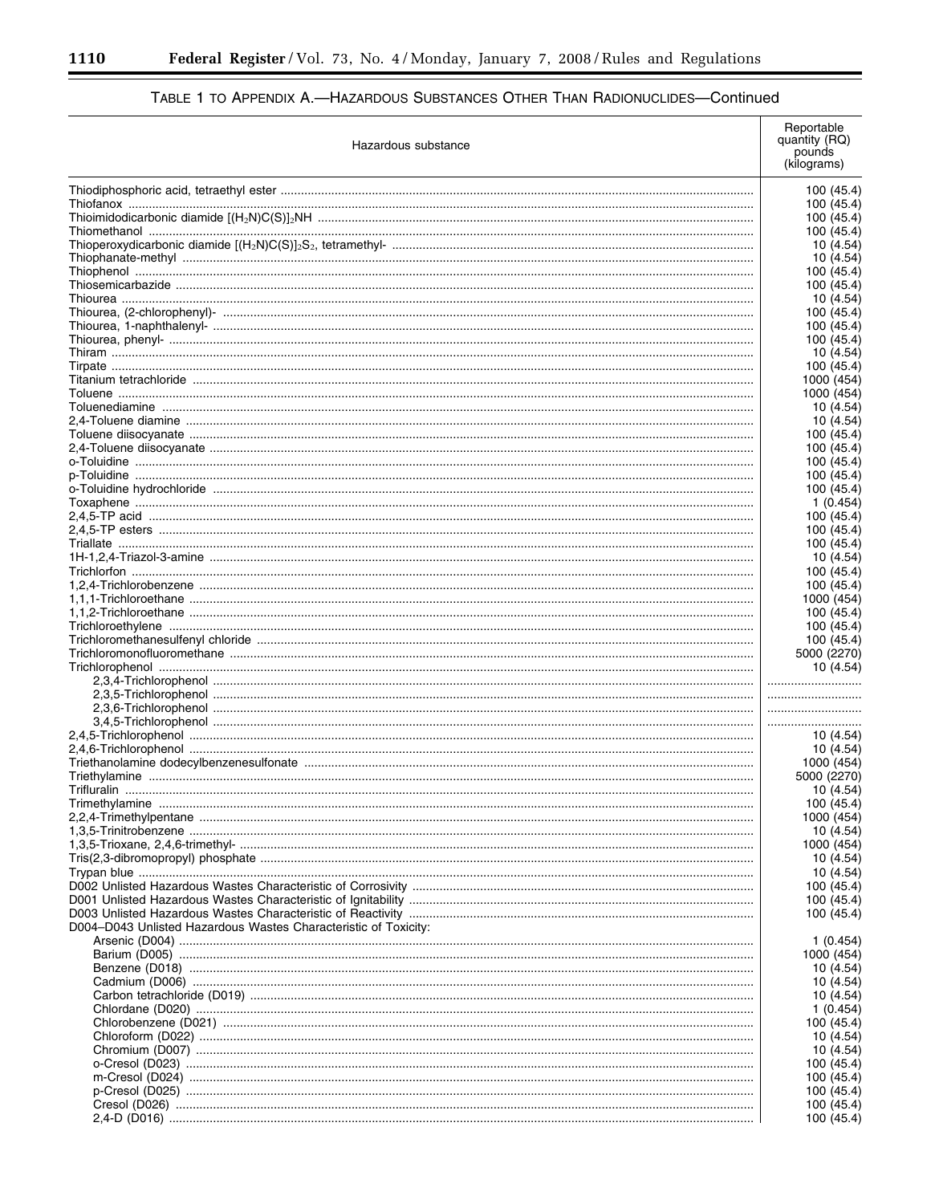TABLE 1 TO APPENDIX A.—HAZARDOUS SUBSTANCES OTHER THAN RADIONUCLIDES—Continued

| Hazardous substance | Reportable quantity (RQ) pounds (kilograms) |
|---|---|
| Thiodiphosphoric acid, tetraethyl ester | 100 (45.4) |
| Thiofanox | 100 (45.4) |
| Thioimidodicarbonic diamide $[(H_2N)C(S)]_2NH$ | 100 (45.4) |
| Thiomethanol | 100 (45.4) |
| Thioperoxydicarbonic diamide $[(H_2N)C(S)]_2S_2$, tetramethyl- | 10 (4.54) |
| Thiophanate-methyl | 10 (4.54) |
| Thiophenol | 100 (45.4) |
| Thiosemicarbazide | 100 (45.4) |
| Thiourea | 10 (4.54) |
| Thiourea, (2-chlorophenyl)- | 100 (45.4) |
| Thiourea, 1-naphthalenyl- | 100 (45.4) |
| Thiourea, phenyl- | 100 (45.4) |
| Thiram | 10 (4.54) |
| Tirpate | 100 (45.4) |
| Titanium tetrachloride | 1000 (454) |
| Toluene | 1000 (454) |
| Toluenediamine | 10 (4.54) |
| 2,4-Toluene diamine | 10 (4.54) |
| Toluene diisocyanate | 100 (45.4) |
| 2,4-Toluene diisocyanate | 100 (45.4) |
| o-Toluidine | 100 (45.4) |
| p-Toluidine | 100 (45.4) |
| o-Toluidine hydrochloride | 100 (45.4) |
| Toxaphene | 1 (0.454) |
| 2,4,5-TP acid | 100 (45.4) |
| 2,4,5-TP esters | 100 (45.4) |
| Triallate | 100 (45.4) |
| 1H-1,2,4-Triazol-3-amine | 10 (4.54) |
| Trichlorfon | 100 (45.4) |
| 1,2,4-Trichlorobenzene | 100 (45.4) |
| 1,1,1-Trichloroethane | 1000 (454) |
| 1,1,2-Trichloroethane | 100 (45.4) |
| Trichloroethylene | 100 (45.4) |
| Trichloromethanesulfenyl chloride | 100 (45.4) |
| Trichloromonofluoromethane | 5000 (2270) |
| Trichlorophenol | 10 (4.54) |
| 2,3,4-Trichlorophenol | |
| 2,3,5-Trichlorophenol | |
| 2,3,6-Trichlorophenol | |
| 3,4,5-Trichlorophenol | |
| 2,4,5-Trichlorophenol | 10 (4.54) |
| 2,4,6-Trichlorophenol | 10 (4.54) |
| Triethanolamine dodecylbenzenesulfonate | 1000 (454) |
| Triethylamine | 5000 (2270) |
| Trifluralin | 10 (4.54) |
| Trimethylamine | 100 (45.4) |
| 2,2,4-Trimethylpentane | 1000 (454) |
| 1,3,5-Trinitrobenzene | 10 (4.54) |
| 1,3,5-Trioxane, 2,4,6-trimethyl- | 1000 (454) |
| Tris(2,3-dibromopropyl) phosphate | 10 (4.54) |
| Trypan blue | 10 (4.54) |
| D002 Unlisted Hazardous Wastes Characteristic of Corrosivity | 100 (45.4) |
| D001 Unlisted Hazardous Wastes Characteristic of Ignitability | 100 (45.4) |
| D003 Unlisted Hazardous Wastes Characteristic of Reactivity | 100 (45.4) |
| D004–D043 Unlisted Hazardous Wastes Characteristic of Toxicity: | |
| Arsenic (D004) | 1 (0.454) |
| Barium (D005) | 1000 (454) |
| Benzene (D018) | 10 (4.54) |
| Cadmium (D006) | 10 (4.54) |
| Carbon tetrachloride (D019) | 10 (4.54) |
| Chlordane (D020) | 1 (0.454) |
| Chlorobenzene (D021) | 100 (45.4) |
| Chloroform (D022) | 10 (4.54) |
| Chromium (D007) | 10 (4.54) |
| o-Cresol (D023) | 100 (45.4) |
| m-Cresol (D024) | 100 (45.4) |
| p-Cresol (D025) | 100 (45.4) |
| Cresol (D026) | 100 (45.4) |
| 2,4-D (D016) | 100 (45.4) |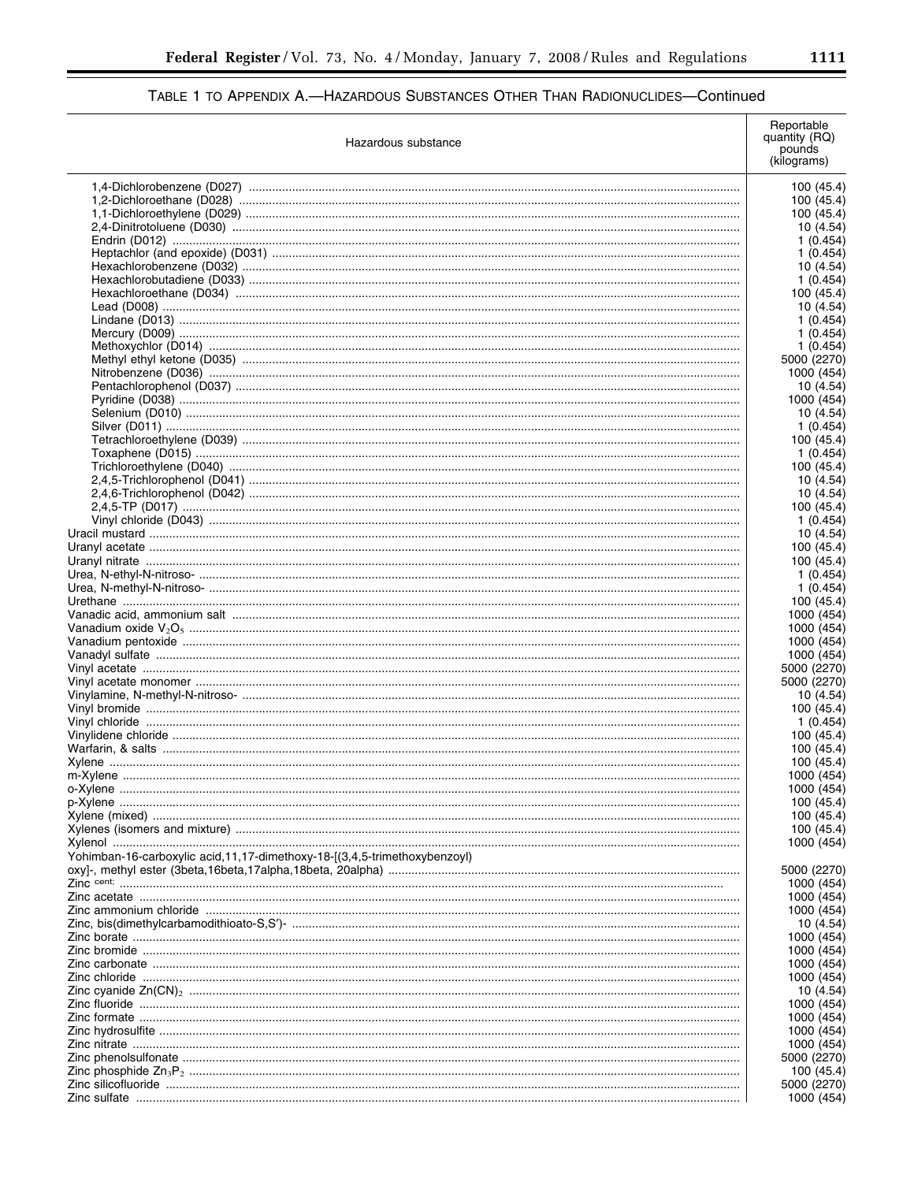## TABLE 1 TO APPENDIX A.—HAZARDOUS SUBSTANCES OTHER THAN RADIONUCLIDES—Continued

| Hazardous substance | Reportable quantity (RQ) pounds (kilograms) |
|---|---|
| 1,4-Dichlorobenzene (D027) | 100 (45.4) |
| 1,2-Dichloroethane (D028) | 100 (45.4) |
| 1,1-Dichloroethylene (D029) | 100 (45.4) |
| 2,4-Dinitrotoluene (D030) | 10 (4.54) |
| Endrin (D012) | 1 (0.454) |
| Heptachlor (and epoxide) (D031) | 1 (0.454) |
| Hexachlorobenzene (D032) | 10 (4.54) |
| Hexachlorobutadiene (D033) | 1 (0.454) |
| Hexachloroethane (D034) | 100 (45.4) |
| Lead (D008) | 10 (4.54) |
| Lindane (D013) | 1 (0.454) |
| Mercury (D009) | 1 (0.454) |
| Methoxychlor (D014) | 1 (0.454) |
| Methyl ethyl ketone (D035) | 5000 (2270) |
| Nitrobenzene (D036) | 1000 (454) |
| Pentachlorophenol (D037) | 10 (4.54) |
| Pyridine (D038) | 1000 (454) |
| Selenium (D010) | 10 (4.54) |
| Silver (D011) | 1 (0.454) |
| Tetrachloroethylene (D039) | 100 (45.4) |
| Toxaphene (D015) | 1 (0.454) |
| Trichloroethylene (D040) | 100 (45.4) |
| 2,4,5-Trichlorophenol (D041) | 10 (4.54) |
| 2,4,6-Trichlorophenol (D042) | 10 (4.54) |
| 2,4,5-TP (D017) | 100 (45.4) |
| Vinyl chloride (D043) | 1 (0.454) |
| Uracil mustard | 10 (4.54) |
| Uranyl acetate | 100 (45.4) |
| Uranyl nitrate | 100 (45.4) |
| Urea, N-ethyl-N-nitroso- | 1 (0.454) |
| Urea, N-methyl-N-nitroso- | 1 (0.454) |
| Urethane | 100 (45.4) |
| Vanadic acid, ammonium salt | 1000 (454) |
| Vanadium oxide $V_2O_5$ | 1000 (454) |
| Vanadium pentoxide | 1000 (454) |
| Vanadyl sulfate | 1000 (454) |
| Vinyl acetate | 5000 (2270) |
| Vinyl acetate monomer | 5000 (2270) |
| Vinylamine, N-methyl-N-nitroso- | 10 (4.54) |
| Vinyl bromide | 100 (45.4) |
| Vinyl chloride | 1 (0.454) |
| Vinylidene chloride | 100 (45.4) |
| Warfarin, & salts | 100 (45.4) |
| Xylene | 100 (45.4) |
| m-Xylene | 1000 (454) |
| o-Xylene | 1000 (454) |
| p-Xylene | 100 (45.4) |
| Xylene (mixed) | 100 (45.4) |
| Xylenes (isomers and mixture) | 100 (45.4) |
| Xylenol | 1000 (454) |
| Yohimban-16-carboxylic acid,11,17-dimethoxy-18-[(3,4,5-trimethoxybenzoyl) oxy]-, methyl ester (3beta,16beta,17alpha,18beta, 20alpha) | 5000 (2270) |
| Zinc [cent;] | 1000 (454) |
| Zinc acetate | 1000 (454) |
| Zinc ammonium chloride | 1000 (454) |
| Zinc, bis(dimethylcarbamodithioato-S,S′)- | 10 (4.54) |
| Zinc borate | 1000 (454) |
| Zinc bromide | 1000 (454) |
| Zinc carbonate | 1000 (454) |
| Zinc chloride | 1000 (454) |
| Zinc cyanide $Zn(CN)_2$ | 10 (4.54) |
| Zinc fluoride | 1000 (454) |
| Zinc formate | 1000 (454) |
| Zinc hydrosulfite | 1000 (454) |
| Zinc nitrate | 1000 (454) |
| Zinc phenolsulfonate | 5000 (2270) |
| Zinc phosphide $Zn_3P_2$ | 100 (45.4) |
| Zinc silicofluoride | 5000 (2270) |
| Zinc sulfate | 1000 (454) |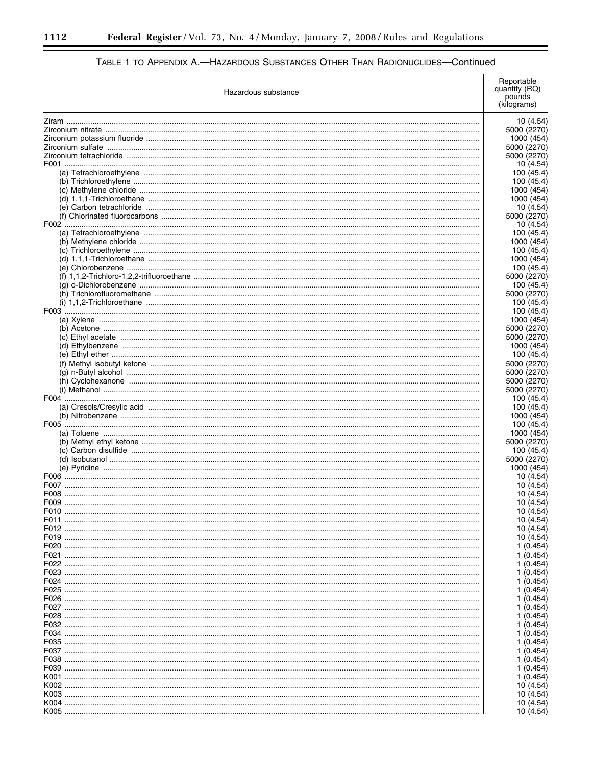TABLE 1 TO APPENDIX A.—HAZARDOUS SUBSTANCES OTHER THAN RADIONUCLIDES—Continued

| Hazardous substance | Reportable quantity (RQ) pounds (kilograms) |
|---|---|
| Ziram | 10 (4.54) |
| Zirconium nitrate | 5000 (2270) |
| Zirconium potassium fluoride | 1000 (454) |
| Zirconium sulfate | 5000 (2270) |
| Zirconium tetrachloride | 5000 (2270) |
| F001 | 10 (4.54) |
| (a) Tetrachloroethylene | 100 (45.4) |
| (b) Trichloroethylene | 100 (45.4) |
| (c) Methylene chloride | 1000 (454) |
| (d) 1,1,1-Trichloroethane | 1000 (454) |
| (e) Carbon tetrachloride | 10 (4.54) |
| (f) Chlorinated fluorocarbons | 5000 (2270) |
| F002 | 10 (4.54) |
| (a) Tetrachloroethylene | 100 (45.4) |
| (b) Methylene chloride | 1000 (454) |
| (c) Trichloroethylene | 100 (45.4) |
| (d) 1,1,1-Trichloroethane | 1000 (454) |
| (e) Chlorobenzene | 100 (45.4) |
| (f) 1,1,2-Trichloro-1,2,2-trifluoroethane | 5000 (2270) |
| (g) o-Dichlorobenzene | 100 (45.4) |
| (h) Trichlorofluoromethane | 5000 (2270) |
| (i) 1,1,2-Trichloroethane | 100 (45.4) |
| F003 | 100 (45.4) |
| (a) Xylene | 1000 (454) |
| (b) Acetone | 5000 (2270) |
| (c) Ethyl acetate | 5000 (2270) |
| (d) Ethylbenzene | 1000 (454) |
| (e) Ethyl ether | 100 (45.4) |
| (f) Methyl isobutyl ketone | 5000 (2270) |
| (g) n-Butyl alcohol | 5000 (2270) |
| (h) Cyclohexanone | 5000 (2270) |
| (i) Methanol | 5000 (2270) |
| F004 | 100 (45.4) |
| (a) Cresols/Cresylic acid | 100 (45.4) |
| (b) Nitrobenzene | 1000 (454) |
| F005 | 100 (45.4) |
| (a) Toluene | 1000 (454) |
| (b) Methyl ethyl ketone | 5000 (2270) |
| (c) Carbon disulfide | 100 (45.4) |
| (d) Isobutanol | 5000 (2270) |
| (e) Pyridine | 1000 (454) |
| F006 | 10 (4.54) |
| F007 | 10 (4.54) |
| F008 | 10 (4.54) |
| F009 | 10 (4.54) |
| F010 | 10 (4.54) |
| F011 | 10 (4.54) |
| F012 | 10 (4.54) |
| F019 | 10 (4.54) |
| F020 | 1 (0.454) |
| F021 | 1 (0.454) |
| F022 | 1 (0.454) |
| F023 | 1 (0.454) |
| F024 | 1 (0.454) |
| F025 | 1 (0.454) |
| F026 | 1 (0.454) |
| F027 | 1 (0.454) |
| F028 | 1 (0.454) |
| F032 | 1 (0.454) |
| F034 | 1 (0.454) |
| F035 | 1 (0.454) |
| F037 | 1 (0.454) |
| F038 | 1 (0.454) |
| F039 | 1 (0.454) |
| K001 | 1 (0.454) |
| K002 | 10 (4.54) |
| K003 | 10 (4.54) |
| K004 | 10 (4.54) |
| K005 | 10 (4.54) |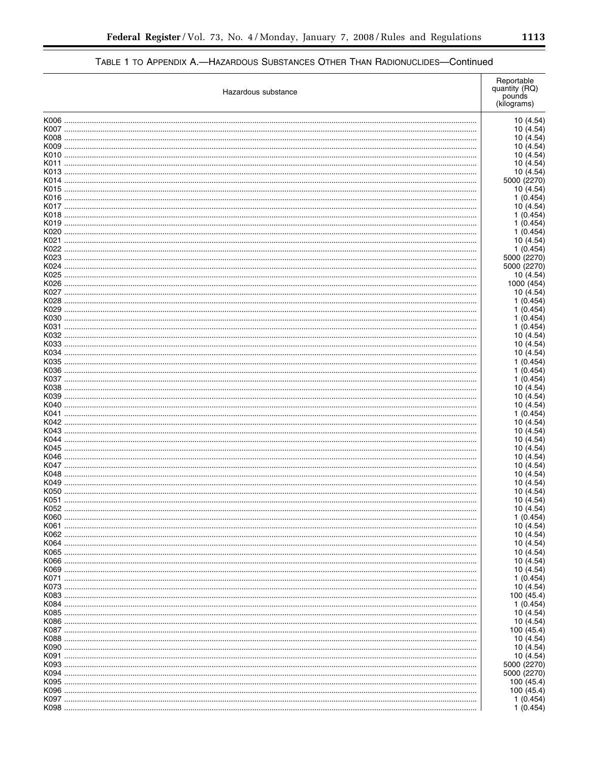TABLE 1 TO APPENDIX A.—HAZARDOUS SUBSTANCES OTHER THAN RADIONUCLIDES—Continued

| Hazardous substance | Reportable quantity (RQ) pounds (kilograms) |
| --- | --- |
| K006 | 10 (4.54) |
| K007 | 10 (4.54) |
| K008 | 10 (4.54) |
| K009 | 10 (4.54) |
| K010 | 10 (4.54) |
| K011 | 10 (4.54) |
| K013 | 10 (4.54) |
| K014 | 5000 (2270) |
| K015 | 10 (4.54) |
| K016 | 1 (0.454) |
| K017 | 10 (4.54) |
| K018 | 1 (0.454) |
| K019 | 1 (0.454) |
| K020 | 1 (0.454) |
| K021 | 10 (4.54) |
| K022 | 1 (0.454) |
| K023 | 5000 (2270) |
| K024 | 5000 (2270) |
| K025 | 10 (4.54) |
| K026 | 1000 (454) |
| K027 | 10 (4.54) |
| K028 | 1 (0.454) |
| K029 | 1 (0.454) |
| K030 | 1 (0.454) |
| K031 | 1 (0.454) |
| K032 | 10 (4.54) |
| K033 | 10 (4.54) |
| K034 | 10 (4.54) |
| K035 | 1 (0.454) |
| K036 | 1 (0.454) |
| K037 | 1 (0.454) |
| K038 | 10 (4.54) |
| K039 | 10 (4.54) |
| K040 | 10 (4.54) |
| K041 | 1 (0.454) |
| K042 | 10 (4.54) |
| K043 | 10 (4.54) |
| K044 | 10 (4.54) |
| K045 | 10 (4.54) |
| K046 | 10 (4.54) |
| K047 | 10 (4.54) |
| K048 | 10 (4.54) |
| K049 | 10 (4.54) |
| K050 | 10 (4.54) |
| K051 | 10 (4.54) |
| K052 | 10 (4.54) |
| K060 | 1 (0.454) |
| K061 | 10 (4.54) |
| K062 | 10 (4.54) |
| K064 | 10 (4.54) |
| K065 | 10 (4.54) |
| K066 | 10 (4.54) |
| K069 | 10 (4.54) |
| K071 | 1 (0.454) |
| K073 | 10 (4.54) |
| K083 | 100 (45.4) |
| K084 | 1 (0.454) |
| K085 | 10 (4.54) |
| K086 | 10 (4.54) |
| K087 | 100 (45.4) |
| K088 | 10 (4.54) |
| K090 | 10 (4.54) |
| K091 | 10 (4.54) |
| K093 | 5000 (2270) |
| K094 | 5000 (2270) |
| K095 | 100 (45.4) |
| K096 | 100 (45.4) |
| K097 | 1 (0.454) |
| K098 | 1 (0.454) |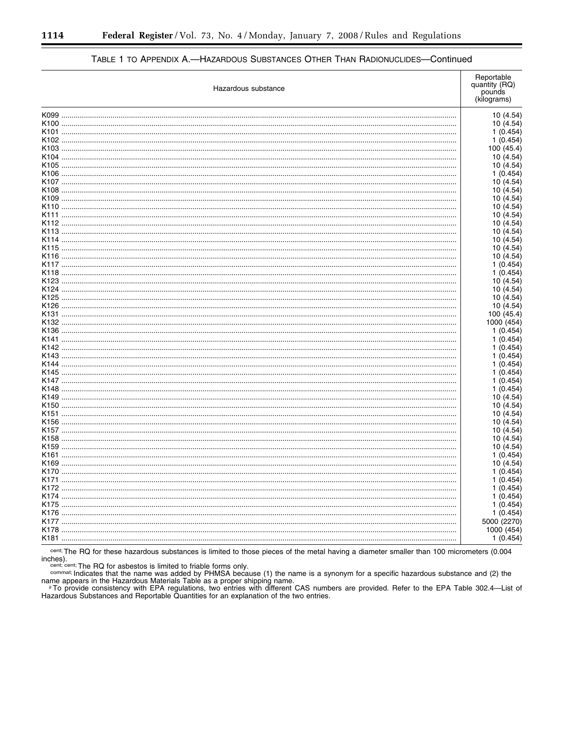TABLE 1 TO APPENDIX A.—HAZARDOUS SUBSTANCES OTHER THAN RADIONUCLIDES—Continued

| Hazardous substance | Reportable quantity (RQ) pounds (kilograms) |
|---|---|
| K099 | 10 (4.54) |
| K100 | 10 (4.54) |
| K101 | 1 (0.454) |
| K102 | 1 (0.454) |
| K103 | 100 (45.4) |
| K104 | 10 (4.54) |
| K105 | 10 (4.54) |
| K106 | 1 (0.454) |
| K107 | 10 (4.54) |
| K108 | 10 (4.54) |
| K109 | 10 (4.54) |
| K110 | 10 (4.54) |
| K111 | 10 (4.54) |
| K112 | 10 (4.54) |
| K113 | 10 (4.54) |
| K114 | 10 (4.54) |
| K115 | 10 (4.54) |
| K116 | 10 (4.54) |
| K117 | 1 (0.454) |
| K118 | 1 (0.454) |
| K123 | 10 (4.54) |
| K124 | 10 (4.54) |
| K125 | 10 (4.54) |
| K126 | 10 (4.54) |
| K131 | 100 (45.4) |
| K132 | 1000 (454) |
| K136 | 1 (0.454) |
| K141 | 1 (0.454) |
| K142 | 1 (0.454) |
| K143 | 1 (0.454) |
| K144 | 1 (0.454) |
| K145 | 1 (0.454) |
| K147 | 1 (0.454) |
| K148 | 1 (0.454) |
| K149 | 10 (4.54) |
| K150 | 10 (4.54) |
| K151 | 10 (4.54) |
| K156 | 10 (4.54) |
| K157 | 10 (4.54) |
| K158 | 10 (4.54) |
| K159 | 10 (4.54) |
| K161 | 1 (0.454) |
| K169 | 10 (4.54) |
| K170 | 1 (0.454) |
| K171 | 1 (0.454) |
| K172 | 1 (0.454) |
| K174 | 1 (0.454) |
| K175 | 1 (0.454) |
| K176 | 1 (0.454) |
| K177 | 5000 (2270) |
| K178 | 1000 (454) |
| K181 | 1 (0.454) |

cent; The RQ for these hazardous substances is limited to those pieces of the metal having a diameter smaller than 100 micrometers (0.004 inches).

cent; cent; The RQ for asbestos is limited to friable forms only.

commat; Indicates that the name was added by PHMSA because (1) the name is a synonym for a specific hazardous substance and (2) the name appears in the Hazardous Materials Table as a proper shipping name.

# To provide consistency with EPA regulations, two entries with different CAS numbers are provided. Refer to the EPA Table 302.4—List of Hazardous Substances and Reportable Quantities for an explanation of the two entries.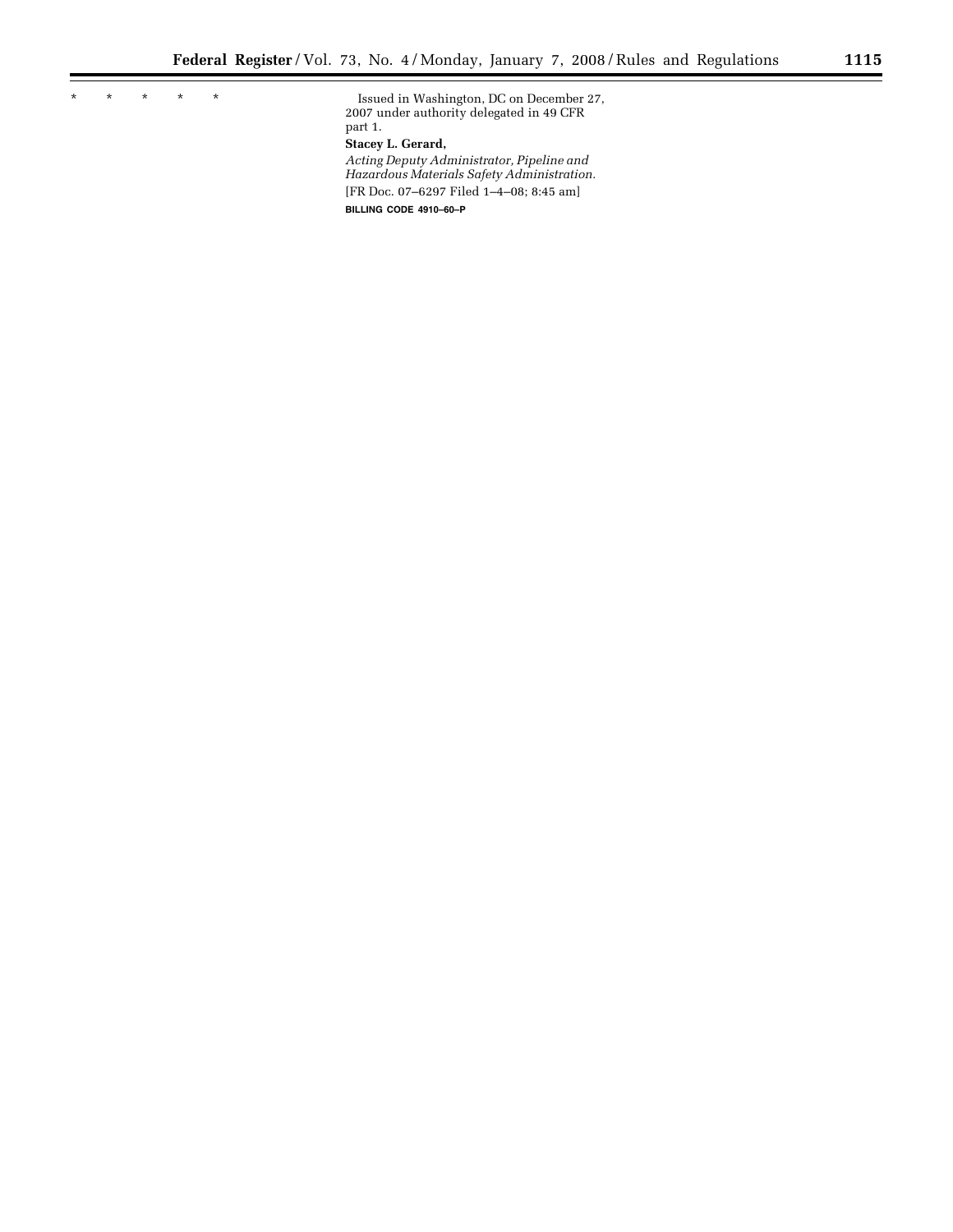\* \* \* \* \*

Issued in Washington, DC on December 27, 2007 under authority delegated in 49 CFR part 1.

**Stacey L. Gerard,**

*Acting Deputy Administrator, Pipeline and Hazardous Materials Safety Administration.*

[FR Doc. 07–6297 Filed 1–4–08; 8:45 am]

**BILLING CODE 4910–60–P**